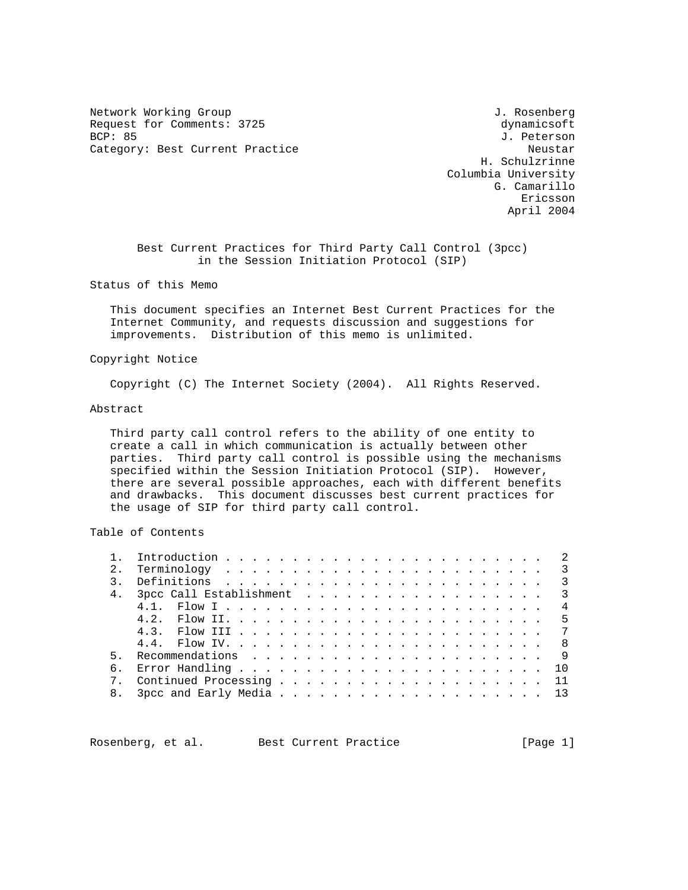Network Working Group J. Rosenberg
Request for Comments: 3725 dynamicsoft
BCP: 85 J. Peterson
Category: Best Current Practice Neustar
H. Schulzrinne
Columbia University
G. Camarillo
Ericsson
April 2004

# Best Current Practices for Third Party Call Control (3pcc) in the Session Initiation Protocol (SIP)

## Status of this Memo

This document specifies an Internet Best Current Practices for the Internet Community, and requests discussion and suggestions for improvements. Distribution of this memo is unlimited.

## Copyright Notice

Copyright (C) The Internet Society (2004). All Rights Reserved.

## Abstract

Third party call control refers to the ability of one entity to create a call in which communication is actually between other parties. Third party call control is possible using the mechanisms specified within the Session Initiation Protocol (SIP). However, there are several possible approaches, each with different benefits and drawbacks. This document discusses best current practices for the usage of SIP for third party call control.

## Table of Contents

```
   1.  Introduction . . . . . . . . . . . . . . . . . . . . . . . .   2
   2.  Terminology  . . . . . . . . . . . . . . . . . . . . . . . .   3
   3.  Definitions  . . . . . . . . . . . . . . . . . . . . . . . .   3
   4.  3pcc Call Establishment  . . . . . . . . . . . . . . . . . .   3
       4.1.  Flow I . . . . . . . . . . . . . . . . . . . . . . . .   4
       4.2.  Flow II. . . . . . . . . . . . . . . . . . . . . . . .   5
       4.3.  Flow III . . . . . . . . . . . . . . . . . . . . . . .   7
       4.4.  Flow IV. . . . . . . . . . . . . . . . . . . . . . . .   8
   5.  Recommendations  . . . . . . . . . . . . . . . . . . . . . .   9
   6.  Error Handling . . . . . . . . . . . . . . . . . . . . . . .  10
   7.  Continued Processing . . . . . . . . . . . . . . . . . . . .  11
   8.  3pcc and Early Media . . . . . . . . . . . . . . . . . . . .  13
```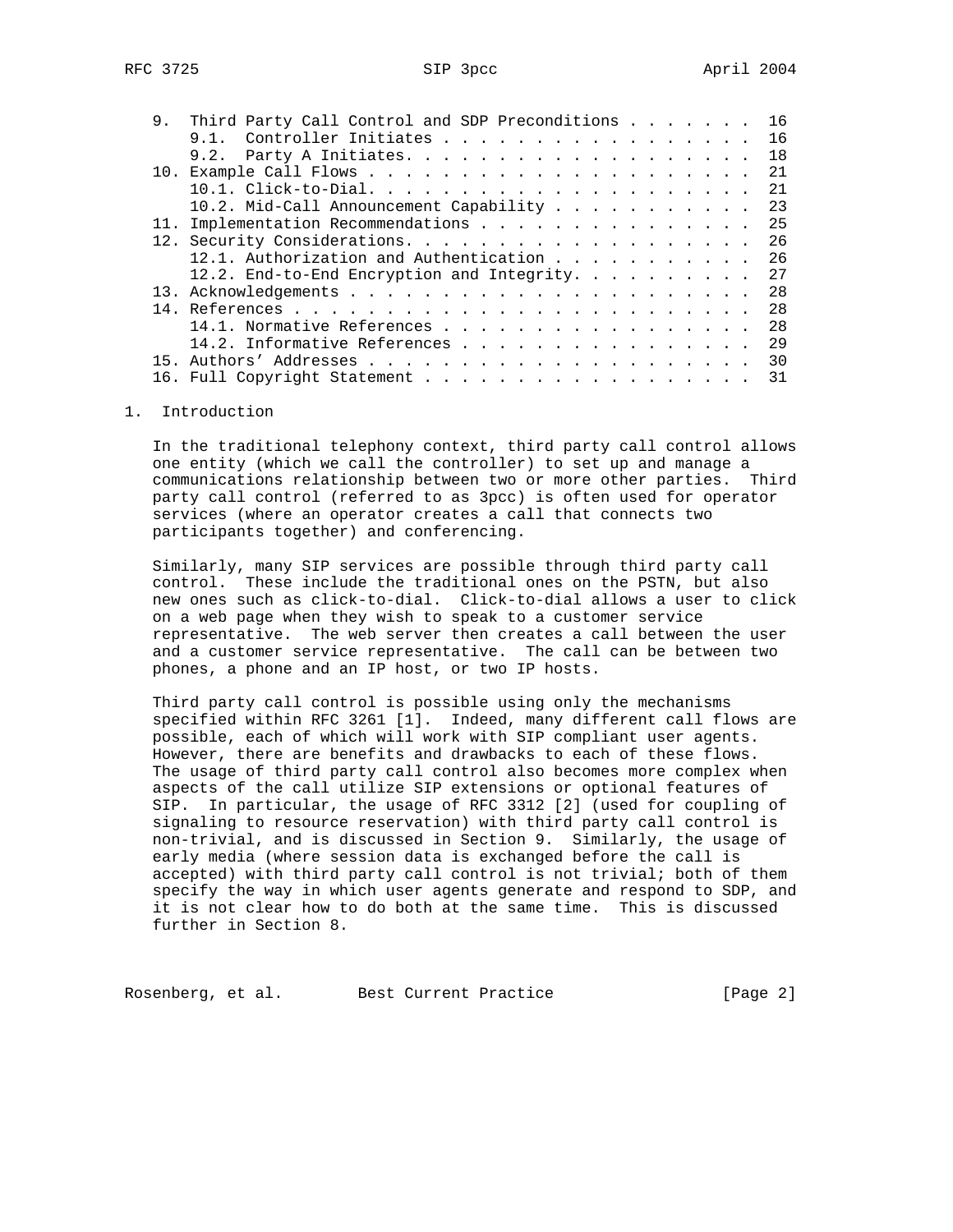9. Third Party Call Control and SDP Preconditions . . . . . . . 16
   9.1. Controller Initiates . . . . . . . . . . . . . . . . . . 16
   9.2. Party A Initiates. . . . . . . . . . . . . . . . . . . . 18
10. Example Call Flows . . . . . . . . . . . . . . . . . . . . . . 21
   10.1. Click-to-Dial. . . . . . . . . . . . . . . . . . . . . . 21
   10.2. Mid-Call Announcement Capability . . . . . . . . . . . . 23
11. Implementation Recommendations . . . . . . . . . . . . . . . . 25
12. Security Considerations. . . . . . . . . . . . . . . . . . . . 26
   12.1. Authorization and Authentication . . . . . . . . . . . . 26
   12.2. End-to-End Encryption and Integrity. . . . . . . . . . . 27
13. Acknowledgements . . . . . . . . . . . . . . . . . . . . . . . 28
14. References . . . . . . . . . . . . . . . . . . . . . . . . . . 28
   14.1. Normative References . . . . . . . . . . . . . . . . . . 28
   14.2. Informative References . . . . . . . . . . . . . . . . . 29
15. Authors' Addresses . . . . . . . . . . . . . . . . . . . . . . 30
16. Full Copyright Statement . . . . . . . . . . . . . . . . . . . 31

## 1. Introduction

In the traditional telephony context, third party call control allows one entity (which we call the controller) to set up and manage a communications relationship between two or more other parties. Third party call control (referred to as 3pcc) is often used for operator services (where an operator creates a call that connects two participants together) and conferencing.

Similarly, many SIP services are possible through third party call control. These include the traditional ones on the PSTN, but also new ones such as click-to-dial. Click-to-dial allows a user to click on a web page when they wish to speak to a customer service representative. The web server then creates a call between the user and a customer service representative. The call can be between two phones, a phone and an IP host, or two IP hosts.

Third party call control is possible using only the mechanisms specified within RFC 3261 [1]. Indeed, many different call flows are possible, each of which will work with SIP compliant user agents. However, there are benefits and drawbacks to each of these flows. The usage of third party call control also becomes more complex when aspects of the call utilize SIP extensions or optional features of SIP. In particular, the usage of RFC 3312 [2] (used for coupling of signaling to resource reservation) with third party call control is non-trivial, and is discussed in Section 9. Similarly, the usage of early media (where session data is exchanged before the call is accepted) with third party call control is not trivial; both of them specify the way in which user agents generate and respond to SDP, and it is not clear how to do both at the same time. This is discussed further in Section 8.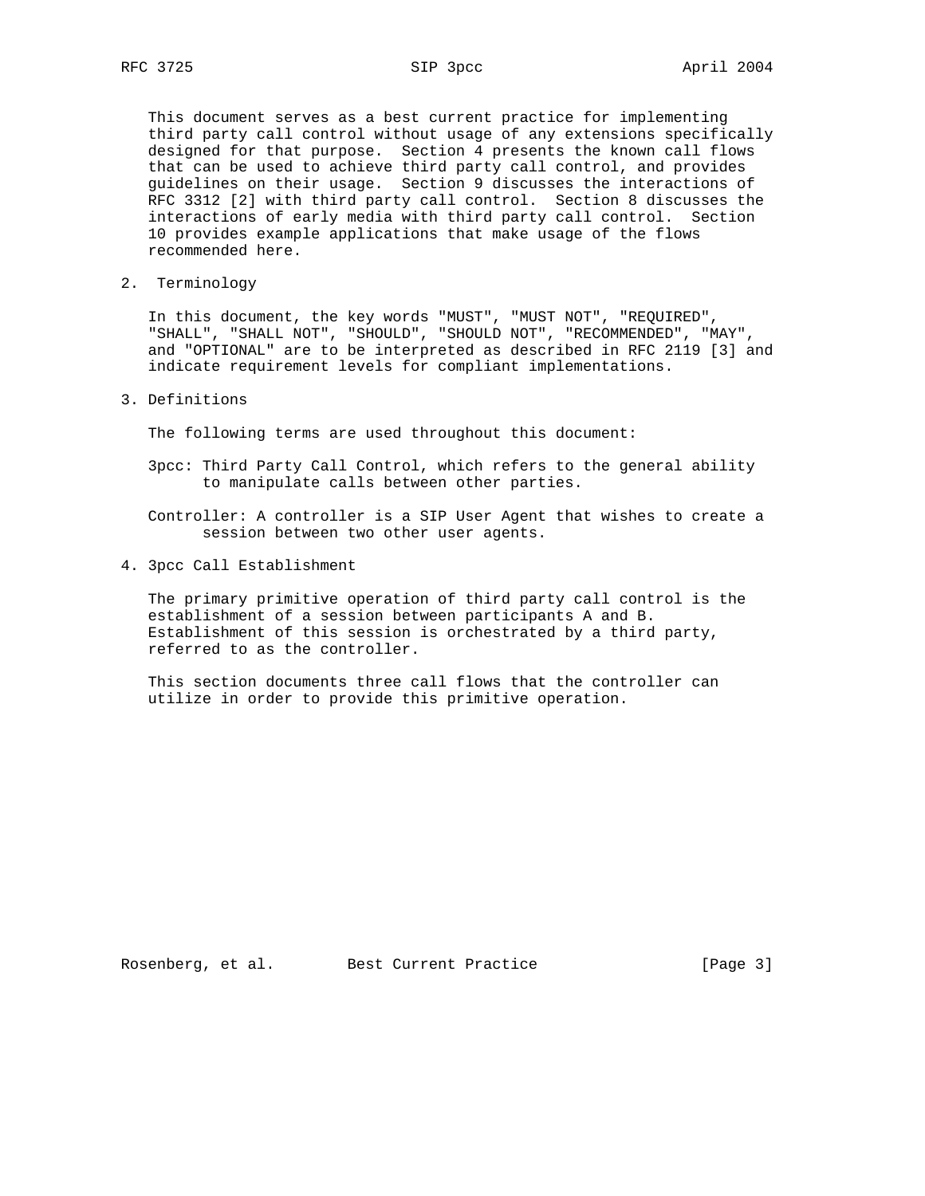This document serves as a best current practice for implementing third party call control without usage of any extensions specifically designed for that purpose. Section 4 presents the known call flows that can be used to achieve third party call control, and provides guidelines on their usage. Section 9 discusses the interactions of RFC 3312 [2] with third party call control. Section 8 discusses the interactions of early media with third party call control. Section 10 provides example applications that make usage of the flows recommended here.

## 2. Terminology

In this document, the key words "MUST", "MUST NOT", "REQUIRED", "SHALL", "SHALL NOT", "SHOULD", "SHOULD NOT", "RECOMMENDED", "MAY", and "OPTIONAL" are to be interpreted as described in RFC 2119 [3] and indicate requirement levels for compliant implementations.

## 3. Definitions

The following terms are used throughout this document:

3pcc: Third Party Call Control, which refers to the general ability to manipulate calls between other parties.

Controller: A controller is a SIP User Agent that wishes to create a session between two other user agents.

## 4. 3pcc Call Establishment

The primary primitive operation of third party call control is the establishment of a session between participants A and B. Establishment of this session is orchestrated by a third party, referred to as the controller.

This section documents three call flows that the controller can utilize in order to provide this primitive operation.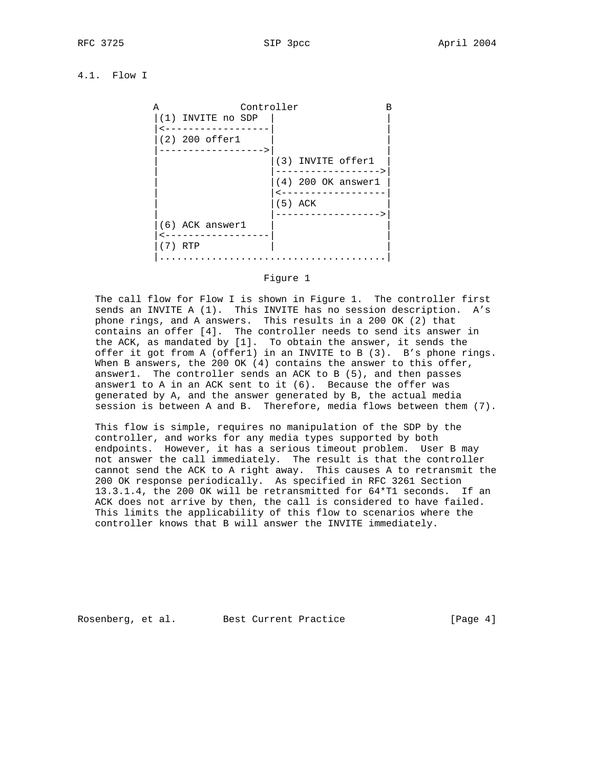### 4.1. Flow I

```
             A              Controller               B
             |(1) INVITE no SDP  |                   |
             |<------------------|                   |
             |(2) 200 offer1     |                   |
             |------------------>|                   |
             |                   |(3) INVITE offer1  |
             |                   |------------------>|
             |                   |(4) 200 OK answer1 |
             |                   |<------------------|
             |                   |(5) ACK            |
             |                   |------------------>|
             |(6) ACK answer1    |                   |
             |<------------------|                   |
             |(7) RTP            |                   |
             |.......................................|
```

Figure 1

The call flow for Flow I is shown in Figure 1. The controller first sends an INVITE A (1). This INVITE has no session description. A's phone rings, and A answers. This results in a 200 OK (2) that contains an offer [4]. The controller needs to send its answer in the ACK, as mandated by [1]. To obtain the answer, it sends the offer it got from A (offer1) in an INVITE to B (3). B's phone rings. When B answers, the 200 OK (4) contains the answer to this offer, answer1. The controller sends an ACK to B (5), and then passes answer1 to A in an ACK sent to it (6). Because the offer was generated by A, and the answer generated by B, the actual media session is between A and B. Therefore, media flows between them (7).

This flow is simple, requires no manipulation of the SDP by the controller, and works for any media types supported by both endpoints. However, it has a serious timeout problem. User B may not answer the call immediately. The result is that the controller cannot send the ACK to A right away. This causes A to retransmit the 200 OK response periodically. As specified in RFC 3261 Section 13.3.1.4, the 200 OK will be retransmitted for 64*T1 seconds. If an ACK does not arrive by then, the call is considered to have failed. This limits the applicability of this flow to scenarios where the controller knows that B will answer the INVITE immediately.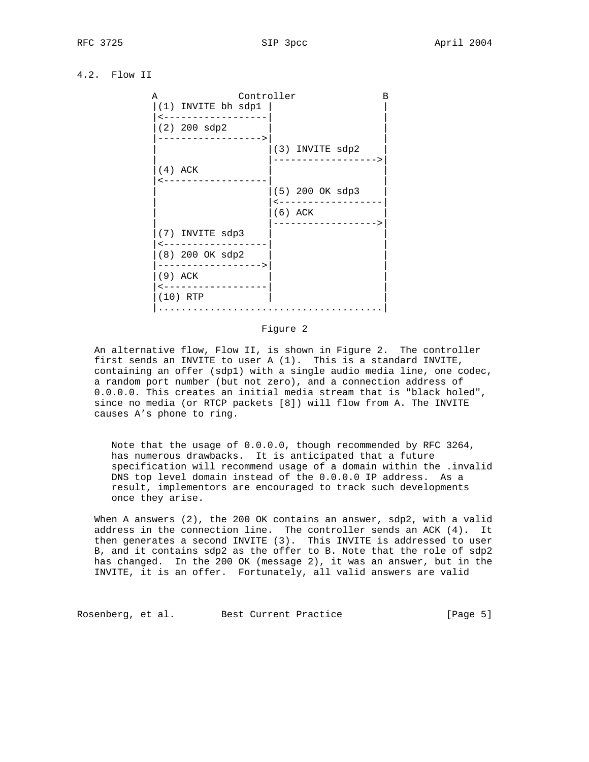## 4.2. Flow II

```
           A              Controller               B
           |(1) INVITE bh sdp1 |                   |
           |<------------------|                   |
           |(2) 200 sdp2       |                   |
           |------------------>|                   |
           |                   |(3) INVITE sdp2    |
           |                   |------------------>|
           |(4) ACK            |                   |
           |<------------------|                   |
           |                   |(5) 200 OK sdp3    |
           |                   |<------------------|
           |                   |(6) ACK            |
           |                   |------------------>|
           |(7) INVITE sdp3    |                   |
           |<------------------|                   |
           |(8) 200 OK sdp2    |                   |
           |------------------>|                   |
           |(9) ACK            |                   |
           |<------------------|                   |
           |(10) RTP           |                   |
           |.......................................|
```

Figure 2

An alternative flow, Flow II, is shown in Figure 2. The controller first sends an INVITE to user A (1). This is a standard INVITE, containing an offer (sdp1) with a single audio media line, one codec, a random port number (but not zero), and a connection address of 0.0.0.0. This creates an initial media stream that is "black holed", since no media (or RTCP packets [8]) will flow from A. The INVITE causes A’s phone to ring.

> Note that the usage of 0.0.0.0, though recommended by RFC 3264, has numerous drawbacks. It is anticipated that a future specification will recommend usage of a domain within the .invalid DNS top level domain instead of the 0.0.0.0 IP address. As a result, implementors are encouraged to track such developments once they arise.

When A answers (2), the 200 OK contains an answer, sdp2, with a valid address in the connection line. The controller sends an ACK (4). It then generates a second INVITE (3). This INVITE is addressed to user B, and it contains sdp2 as the offer to B. Note that the role of sdp2 has changed. In the 200 OK (message 2), it was an answer, but in the INVITE, it is an offer. Fortunately, all valid answers are valid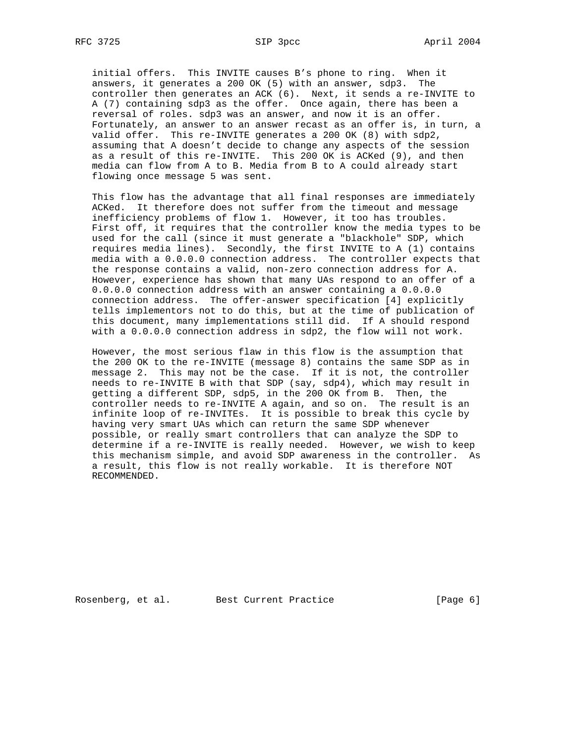initial offers. This INVITE causes B's phone to ring. When it answers, it generates a 200 OK (5) with an answer, sdp3. The controller then generates an ACK (6). Next, it sends a re-INVITE to A (7) containing sdp3 as the offer. Once again, there has been a reversal of roles. sdp3 was an answer, and now it is an offer. Fortunately, an answer to an answer recast as an offer is, in turn, a valid offer. This re-INVITE generates a 200 OK (8) with sdp2, assuming that A doesn't decide to change any aspects of the session as a result of this re-INVITE. This 200 OK is ACKed (9), and then media can flow from A to B. Media from B to A could already start flowing once message 5 was sent.

This flow has the advantage that all final responses are immediately ACKed. It therefore does not suffer from the timeout and message inefficiency problems of flow 1. However, it too has troubles. First off, it requires that the controller know the media types to be used for the call (since it must generate a "blackhole" SDP, which requires media lines). Secondly, the first INVITE to A (1) contains media with a 0.0.0.0 connection address. The controller expects that the response contains a valid, non-zero connection address for A. However, experience has shown that many UAs respond to an offer of a 0.0.0.0 connection address with an answer containing a 0.0.0.0 connection address. The offer-answer specification [4] explicitly tells implementors not to do this, but at the time of publication of this document, many implementations still did. If A should respond with a 0.0.0.0 connection address in sdp2, the flow will not work.

However, the most serious flaw in this flow is the assumption that the 200 OK to the re-INVITE (message 8) contains the same SDP as in message 2. This may not be the case. If it is not, the controller needs to re-INVITE B with that SDP (say, sdp4), which may result in getting a different SDP, sdp5, in the 200 OK from B. Then, the controller needs to re-INVITE A again, and so on. The result is an infinite loop of re-INVITEs. It is possible to break this cycle by having very smart UAs which can return the same SDP whenever possible, or really smart controllers that can analyze the SDP to determine if a re-INVITE is really needed. However, we wish to keep this mechanism simple, and avoid SDP awareness in the controller. As a result, this flow is not really workable. It is therefore NOT RECOMMENDED.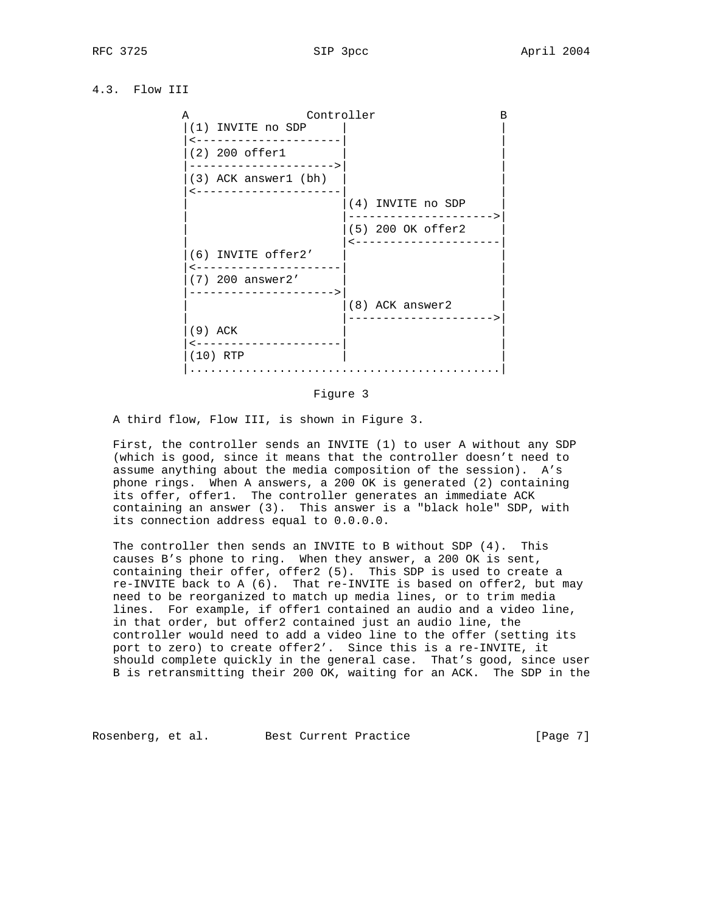### 4.3. Flow III

```
           A                  Controller                  B
           |(1) INVITE no SDP     |                       |
           |<---------------------|                       |
           |(2) 200 offer1        |                       |
           |--------------------->|                       |
           |(3) ACK answer1 (bh)  |                       |
           |<---------------------|                       |
           |                      |(4) INVITE no SDP      |
           |                      |--------------------->|
           |                      |(5) 200 OK offer2      |
           |                      |<---------------------|
           |(6) INVITE offer2'    |                       |
           |<---------------------|                       |
           |(7) 200 answer2'      |                       |
           |--------------------->|                       |
           |                      |(8) ACK answer2        |
           |                      |--------------------->|
           |(9) ACK               |                       |
           |<---------------------|                       |
           |(10) RTP              |                       |
           |.............................................|
```

Figure 3

A third flow, Flow III, is shown in Figure 3.

First, the controller sends an INVITE (1) to user A without any SDP (which is good, since it means that the controller doesn't need to assume anything about the media composition of the session). A's phone rings. When A answers, a 200 OK is generated (2) containing its offer, offer1. The controller generates an immediate ACK containing an answer (3). This answer is a "black hole" SDP, with its connection address equal to 0.0.0.0.

The controller then sends an INVITE to B without SDP (4). This causes B's phone to ring. When they answer, a 200 OK is sent, containing their offer, offer2 (5). This SDP is used to create a re-INVITE back to A (6). That re-INVITE is based on offer2, but may need to be reorganized to match up media lines, or to trim media lines. For example, if offer1 contained an audio and a video line, in that order, but offer2 contained just an audio line, the controller would need to add a video line to the offer (setting its port to zero) to create offer2'. Since this is a re-INVITE, it should complete quickly in the general case. That's good, since user B is retransmitting their 200 OK, waiting for an ACK. The SDP in the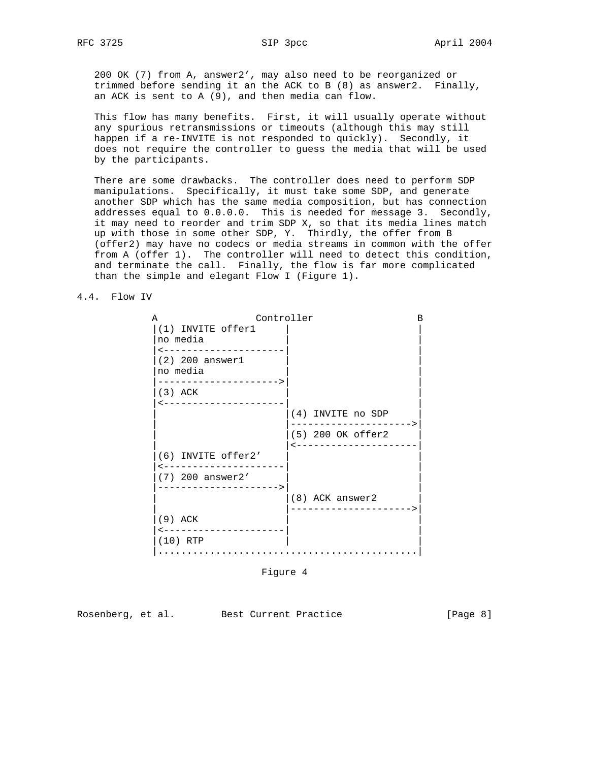200 OK (7) from A, answer2’, may also need to be reorganized or trimmed before sending it an the ACK to B (8) as answer2. Finally, an ACK is sent to A (9), and then media can flow.

This flow has many benefits. First, it will usually operate without any spurious retransmissions or timeouts (although this may still happen if a re-INVITE is not responded to quickly). Secondly, it does not require the controller to guess the media that will be used by the participants.

There are some drawbacks. The controller does need to perform SDP manipulations. Specifically, it must take some SDP, and generate another SDP which has the same media composition, but has connection addresses equal to 0.0.0.0. This is needed for message 3. Secondly, it may need to reorder and trim SDP X, so that its media lines match up with those in some other SDP, Y. Thirdly, the offer from B (offer2) may have no codecs or media streams in common with the offer from A (offer 1). The controller will need to detect this condition, and terminate the call. Finally, the flow is far more complicated than the simple and elegant Flow I (Figure 1).

## 4.4. Flow IV

```
A                 Controller                  B
|(1) INVITE offer1     |                      |
|no media              |                      |
|<---------------------|                      |
|(2) 200 answer1       |                      |
|no media              |                      |
|--------------------->|                      |
|(3) ACK               |                      |
|<---------------------|                      |
|                      |(4) INVITE no SDP     |
|                      |--------------------->|
|                      |(5) 200 OK offer2     |
|                      |<---------------------|
|(6) INVITE offer2’    |                      |
|<---------------------|                      |
|(7) 200 answer2’      |                      |
|--------------------->|                      |
|                      |(8) ACK answer2       |
|                      |--------------------->|
|(9) ACK               |                      |
|<---------------------|                      |
|(10) RTP              |                      |
|.............................................|
```

Figure 4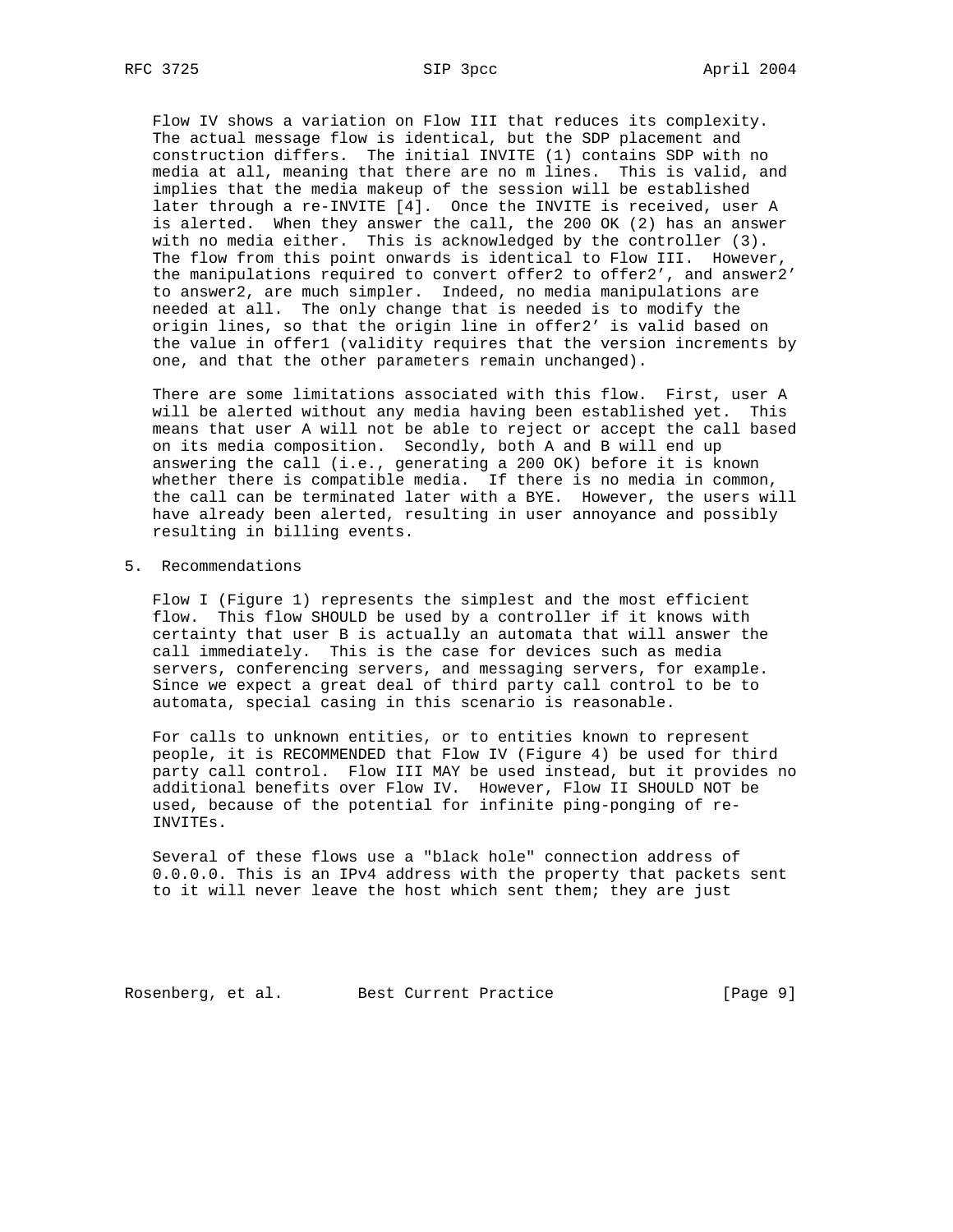Flow IV shows a variation on Flow III that reduces its complexity. The actual message flow is identical, but the SDP placement and construction differs. The initial INVITE (1) contains SDP with no media at all, meaning that there are no m lines. This is valid, and implies that the media makeup of the session will be established later through a re-INVITE [4]. Once the INVITE is received, user A is alerted. When they answer the call, the 200 OK (2) has an answer with no media either. This is acknowledged by the controller (3). The flow from this point onwards is identical to Flow III. However, the manipulations required to convert offer2 to offer2', and answer2' to answer2, are much simpler. Indeed, no media manipulations are needed at all. The only change that is needed is to modify the origin lines, so that the origin line in offer2' is valid based on the value in offer1 (validity requires that the version increments by one, and that the other parameters remain unchanged).

There are some limitations associated with this flow. First, user A will be alerted without any media having been established yet. This means that user A will not be able to reject or accept the call based on its media composition. Secondly, both A and B will end up answering the call (i.e., generating a 200 OK) before it is known whether there is compatible media. If there is no media in common, the call can be terminated later with a BYE. However, the users will have already been alerted, resulting in user annoyance and possibly resulting in billing events.

## 5. Recommendations

Flow I (Figure 1) represents the simplest and the most efficient flow. This flow SHOULD be used by a controller if it knows with certainty that user B is actually an automata that will answer the call immediately. This is the case for devices such as media servers, conferencing servers, and messaging servers, for example. Since we expect a great deal of third party call control to be to automata, special casing in this scenario is reasonable.

For calls to unknown entities, or to entities known to represent people, it is RECOMMENDED that Flow IV (Figure 4) be used for third party call control. Flow III MAY be used instead, but it provides no additional benefits over Flow IV. However, Flow II SHOULD NOT be used, because of the potential for infinite ping-ponging of re-INVITEs.

Several of these flows use a "black hole" connection address of 0.0.0.0. This is an IPv4 address with the property that packets sent to it will never leave the host which sent them; they are just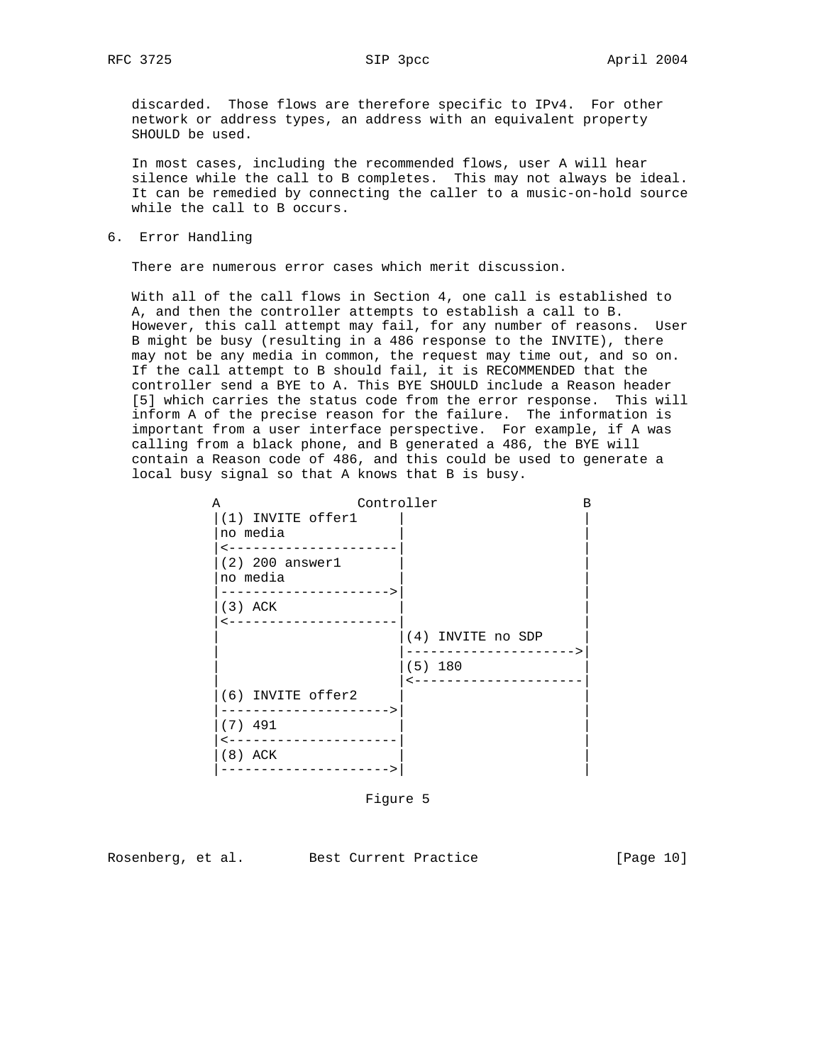discarded. Those flows are therefore specific to IPv4. For other network or address types, an address with an equivalent property SHOULD be used.

In most cases, including the recommended flows, user A will hear silence while the call to B completes. This may not always be ideal. It can be remedied by connecting the caller to a music-on-hold source while the call to B occurs.

## 6. Error Handling

There are numerous error cases which merit discussion.

With all of the call flows in Section 4, one call is established to A, and then the controller attempts to establish a call to B. However, this call attempt may fail, for any number of reasons. User B might be busy (resulting in a 486 response to the INVITE), there may not be any media in common, the request may time out, and so on. If the call attempt to B should fail, it is RECOMMENDED that the controller send a BYE to A. This BYE SHOULD include a Reason header [5] which carries the status code from the error response. This will inform A of the precise reason for the failure. The information is important from a user interface perspective. For example, if A was calling from a black phone, and B generated a 486, the BYE will contain a Reason code of 486, and this could be used to generate a local busy signal so that A knows that B is busy.

```
             A                 Controller                 B
             |(1) INVITE offer1     |                     |
             |no media              |                     |
             |<---------------------|                     |
             |(2) 200 answer1       |                     |
             |no media              |                     |
             |--------------------->|                     |
             |(3) ACK               |                     |
             |<---------------------|                     |
             |                      |(4) INVITE no SDP    |
             |                      |-------------------->|
             |                      |(5) 180              |
             |                      |<--------------------|
             |(6) INVITE offer2     |                     |
             |--------------------->|                     |
             |(7) 491               |                     |
             |<---------------------|                     |
             |(8) ACK               |                     |
             |--------------------->|                     |
```

Figure 5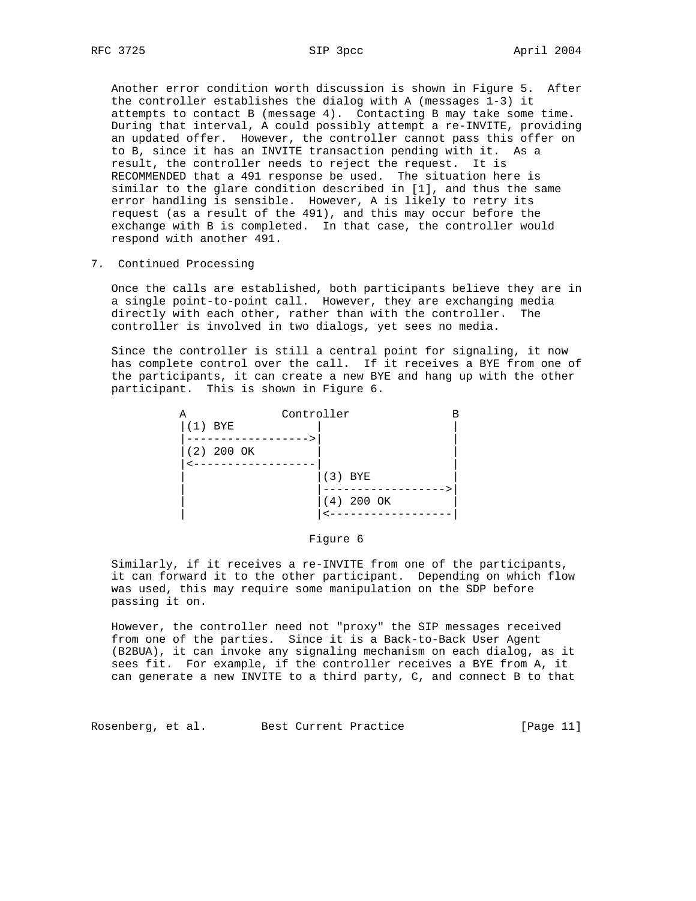Another error condition worth discussion is shown in Figure 5. After the controller establishes the dialog with A (messages 1-3) it attempts to contact B (message 4). Contacting B may take some time. During that interval, A could possibly attempt a re-INVITE, providing an updated offer. However, the controller cannot pass this offer on to B, since it has an INVITE transaction pending with it. As a result, the controller needs to reject the request. It is RECOMMENDED that a 491 response be used. The situation here is similar to the glare condition described in [1], and thus the same error handling is sensible. However, A is likely to retry its request (as a result of the 491), and this may occur before the exchange with B is completed. In that case, the controller would respond with another 491.

## 7. Continued Processing

Once the calls are established, both participants believe they are in a single point-to-point call. However, they are exchanging media directly with each other, rather than with the controller. The controller is involved in two dialogs, yet sees no media.

Since the controller is still a central point for signaling, it now has complete control over the call. If it receives a BYE from one of the participants, it can create a new BYE and hang up with the other participant. This is shown in Figure 6.

```
A              Controller              B
|(1) BYE           |                   |
|------------------>|                  |
|(2) 200 OK        |                   |
|<------------------|                  |
|                  |(3) BYE            |
|                  |------------------>|
|                  |(4) 200 OK         |
|                  |<------------------|
```

Figure 6

Similarly, if it receives a re-INVITE from one of the participants, it can forward it to the other participant. Depending on which flow was used, this may require some manipulation on the SDP before passing it on.

However, the controller need not "proxy" the SIP messages received from one of the parties. Since it is a Back-to-Back User Agent (B2BUA), it can invoke any signaling mechanism on each dialog, as it sees fit. For example, if the controller receives a BYE from A, it can generate a new INVITE to a third party, C, and connect B to that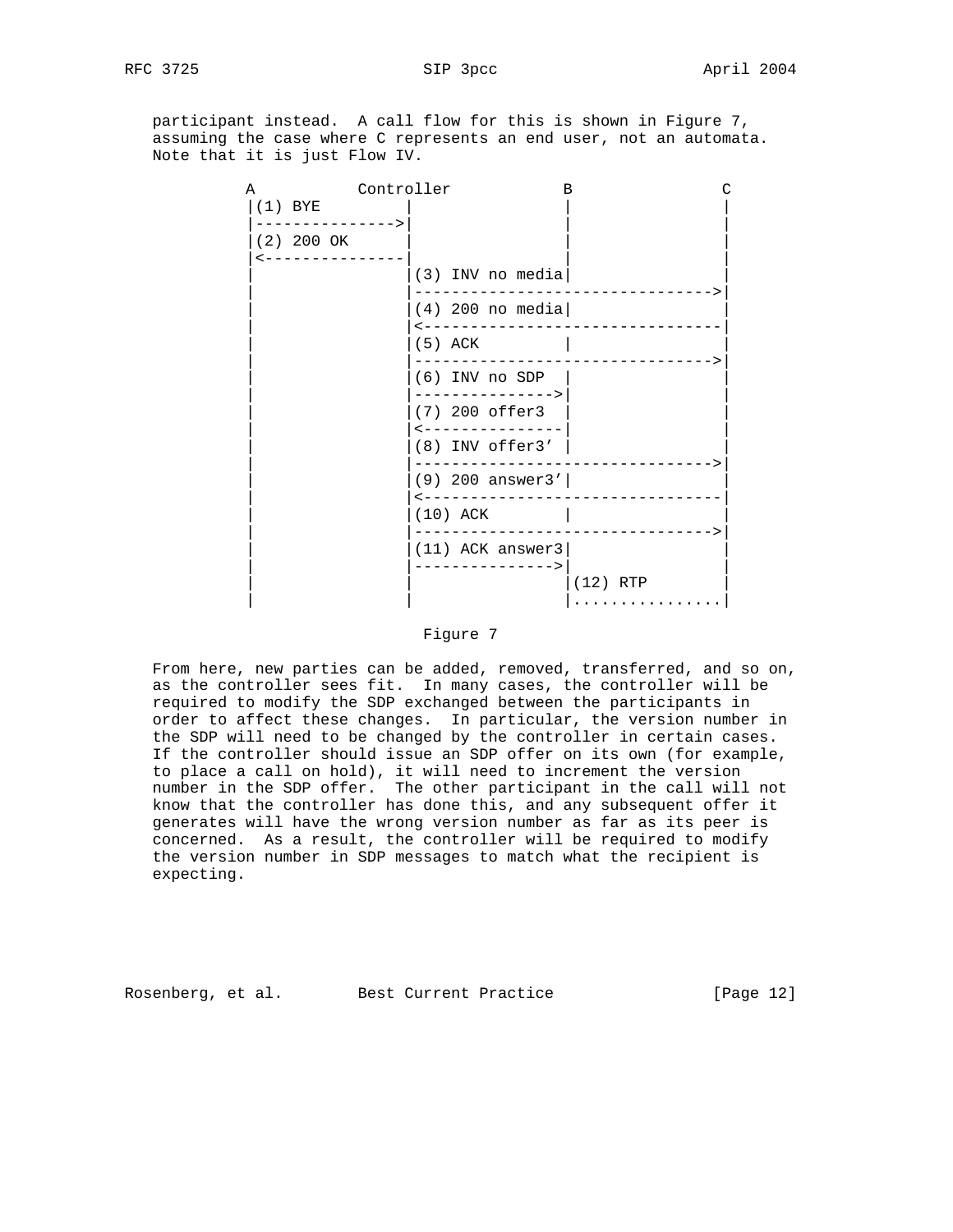participant instead. A call flow for this is shown in Figure 7, assuming the case where C represents an end user, not an automata. Note that it is just Flow IV.

```
          A           Controller           B                C
          |(1) BYE         |               |                |
          |--------------->|               |                |
          |(2) 200 OK      |               |                |
          |<---------------|               |                |
          |                |(3) INV no media|               |
          |                |-------------------------------->|
          |                |(4) 200 no media|               |
          |                |<--------------------------------|
          |                |(5) ACK        |                |
          |                |-------------------------------->|
          |                |(6) INV no SDP |                |
          |                |--------------->|               |
          |                |(7) 200 offer3 |                |
          |                |<---------------|               |
          |                |(8) INV offer3' |               |
          |                |-------------------------------->|
          |                |(9) 200 answer3'|               |
          |                |<--------------------------------|
          |                |(10) ACK       |                |
          |                |-------------------------------->|
          |                |(11) ACK answer3|               |
          |                |--------------->|               |
          |                |               |(12) RTP        |
          |                |               |................|
```

Figure 7

From here, new parties can be added, removed, transferred, and so on, as the controller sees fit. In many cases, the controller will be required to modify the SDP exchanged between the participants in order to affect these changes. In particular, the version number in the SDP will need to be changed by the controller in certain cases. If the controller should issue an SDP offer on its own (for example, to place a call on hold), it will need to increment the version number in the SDP offer. The other participant in the call will not know that the controller has done this, and any subsequent offer it generates will have the wrong version number as far as its peer is concerned. As a result, the controller will be required to modify the version number in SDP messages to match what the recipient is expecting.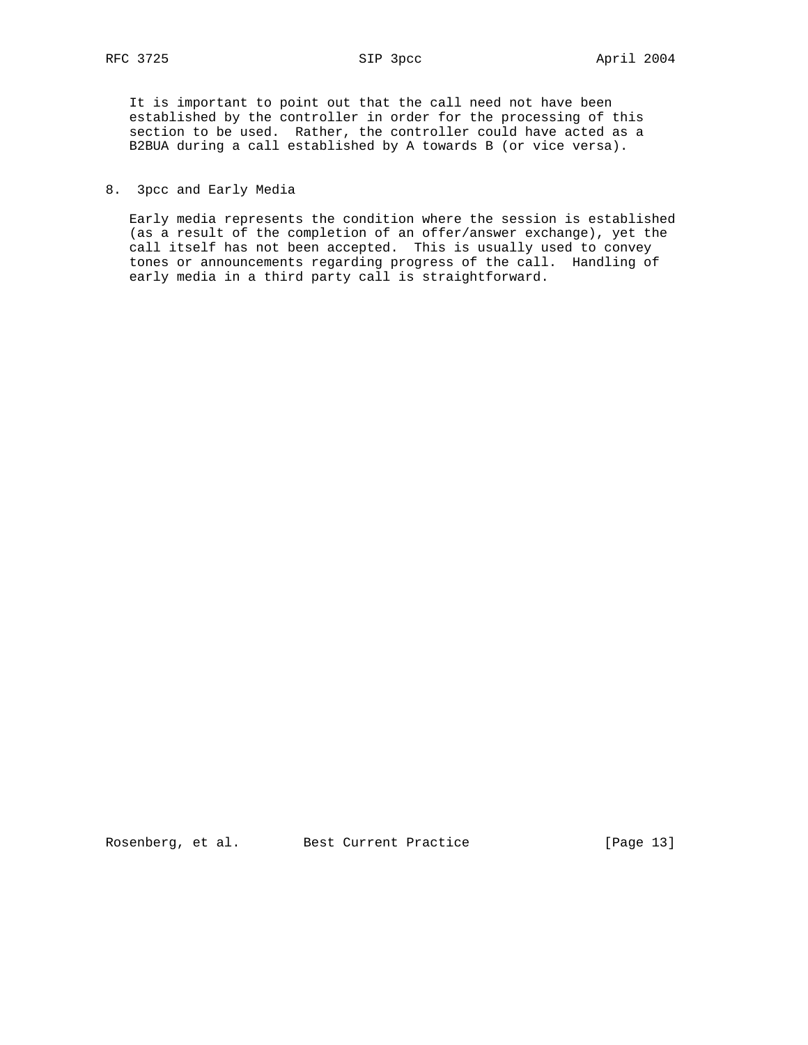It is important to point out that the call need not have been established by the controller in order for the processing of this section to be used. Rather, the controller could have acted as a B2BUA during a call established by A towards B (or vice versa).

## 8. 3pcc and Early Media

Early media represents the condition where the session is established (as a result of the completion of an offer/answer exchange), yet the call itself has not been accepted. This is usually used to convey tones or announcements regarding progress of the call. Handling of early media in a third party call is straightforward.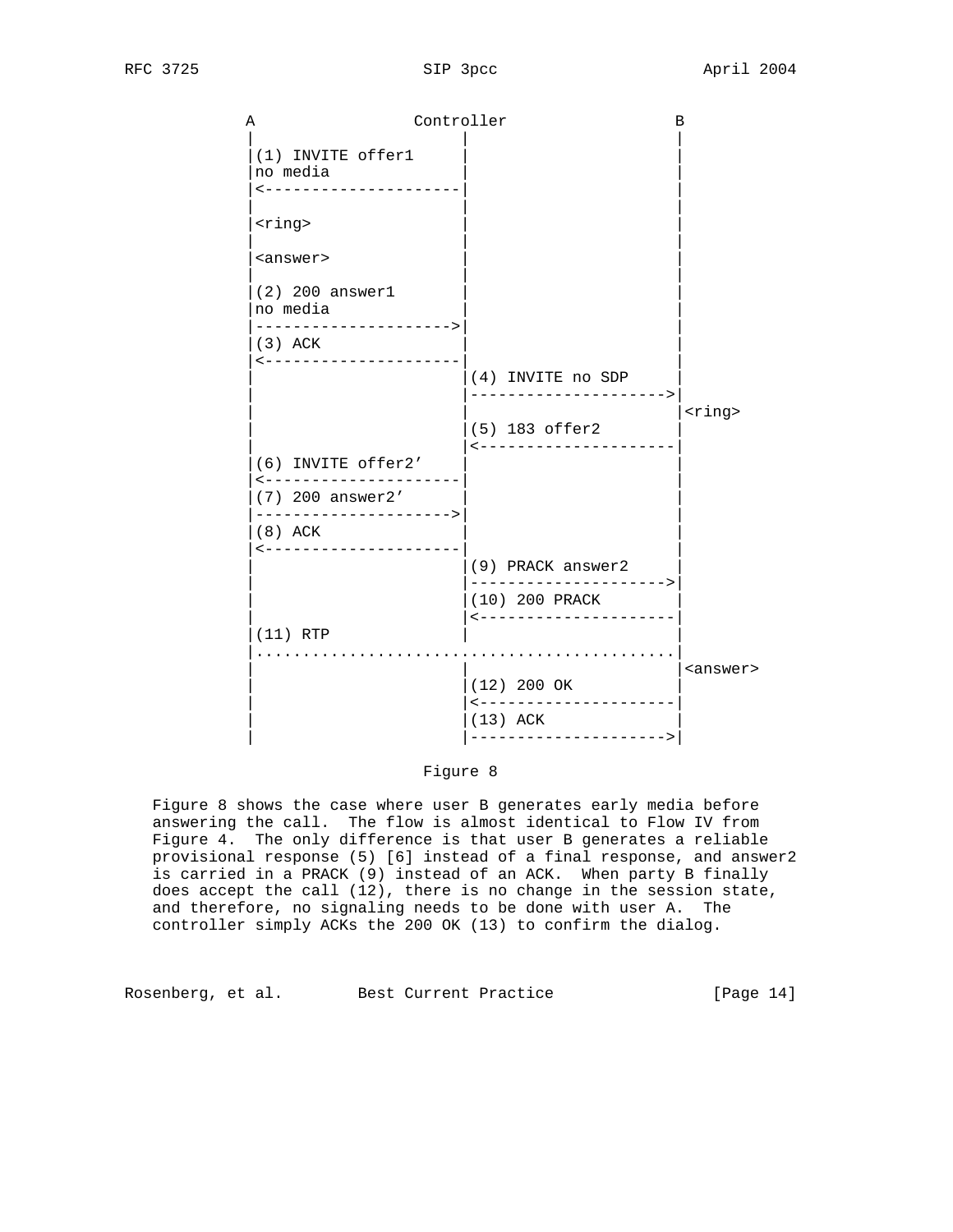```
          A                 Controller                 B
          |                      |                      |
          |(1) INVITE offer1     |                      |
          |no media              |                      |
          |<---------------------|                      |
          |                      |                      |
          |<ring>                |                      |
          |                      |                      |
          |<answer>              |                      |
          |                      |                      |
          |(2) 200 answer1       |                      |
          |no media              |                      |
          |--------------------->|                      |
          |(3) ACK               |                      |
          |<---------------------|                      |
          |                      |(4) INVITE no SDP     |
          |                      |--------------------->|
          |                      |                      |<ring>
          |                      |(5) 183 offer2        |
          |                      |<---------------------|
          |(6) INVITE offer2'    |                      |
          |<---------------------|                      |
          |(7) 200 answer2'      |                      |
          |--------------------->|                      |
          |(8) ACK               |                      |
          |<---------------------|                      |
          |                      |(9) PRACK answer2     |
          |                      |--------------------->|
          |                      |(10) 200 PRACK        |
          |                      |<---------------------|
          |(11) RTP              |                      |
          |.............................................|
          |                      |                      |<answer>
          |                      |(12) 200 OK           |
          |                      |<---------------------|
          |                      |(13) ACK              |
          |                      |--------------------->|
```

Figure 8

Figure 8 shows the case where user B generates early media before answering the call. The flow is almost identical to Flow IV from Figure 4. The only difference is that user B generates a reliable provisional response (5) [6] instead of a final response, and answer2 is carried in a PRACK (9) instead of an ACK. When party B finally does accept the call (12), there is no change in the session state, and therefore, no signaling needs to be done with user A. The controller simply ACKs the 200 OK (13) to confirm the dialog.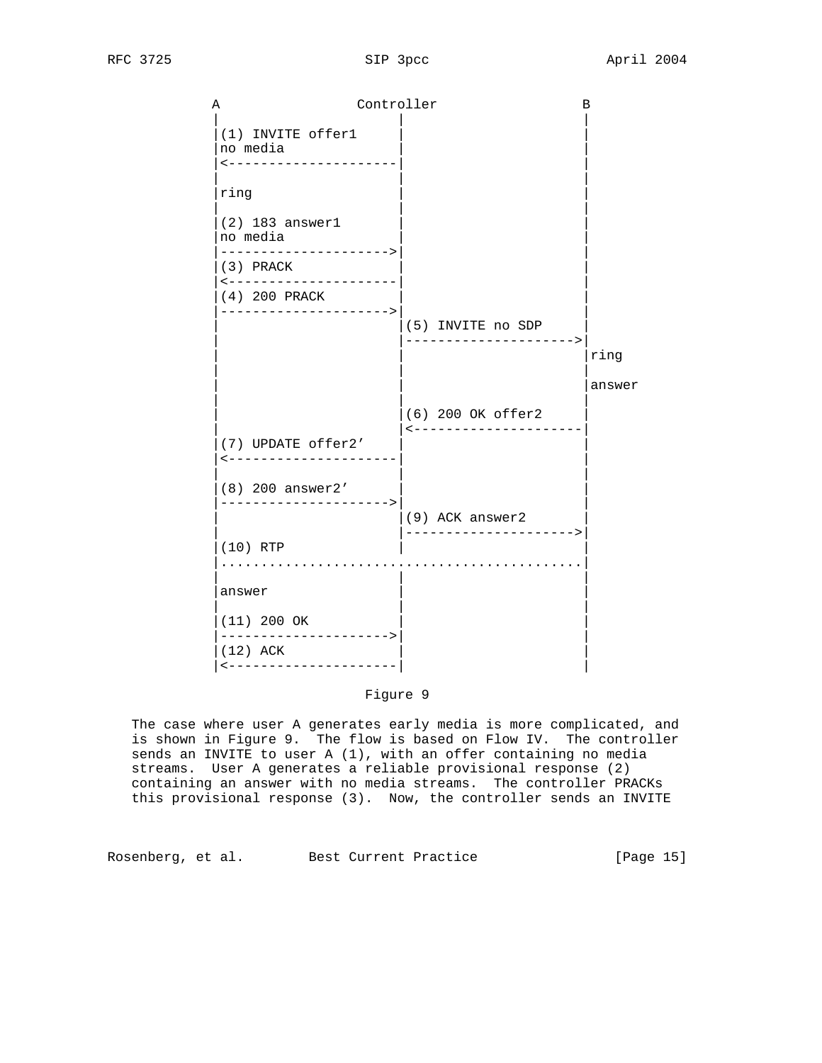```
          A                 Controller                 B
          |                      |                     |
          |(1) INVITE offer1     |                     |
          |no media              |                     |
          |<---------------------|                     |
          |                      |                     |
          |ring                  |                     |
          |                      |                     |
          |(2) 183 answer1       |                     |
          |no media              |                     |
          |--------------------->|                     |
          |(3) PRACK             |                     |
          |<---------------------|                     |
          |(4) 200 PRACK         |                     |
          |--------------------->|                     |
          |                      |(5) INVITE no SDP    |
          |                      |-------------------->|
          |                      |                     |ring
          |                      |                     |
          |                      |                     |answer
          |                      |                     |
          |                      |(6) 200 OK offer2    |
          |                      |<--------------------|
          |(7) UPDATE offer2'    |                     |
          |<---------------------|                     |
          |                      |                     |
          |(8) 200 answer2'      |                     |
          |--------------------->|                     |
          |                      |(9) ACK answer2      |
          |                      |-------------------->|
          |(10) RTP              |                     |
          |..........................................|
          |                      |                     |
          |answer                |                     |
          |                      |                     |
          |(11) 200 OK           |                     |
          |--------------------->|                     |
          |(12) ACK              |                     |
          |<---------------------|                     |
```

Figure 9

The case where user A generates early media is more complicated, and is shown in Figure 9. The flow is based on Flow IV. The controller sends an INVITE to user A (1), with an offer containing no media streams. User A generates a reliable provisional response (2) containing an answer with no media streams. The controller PRACKs this provisional response (3). Now, the controller sends an INVITE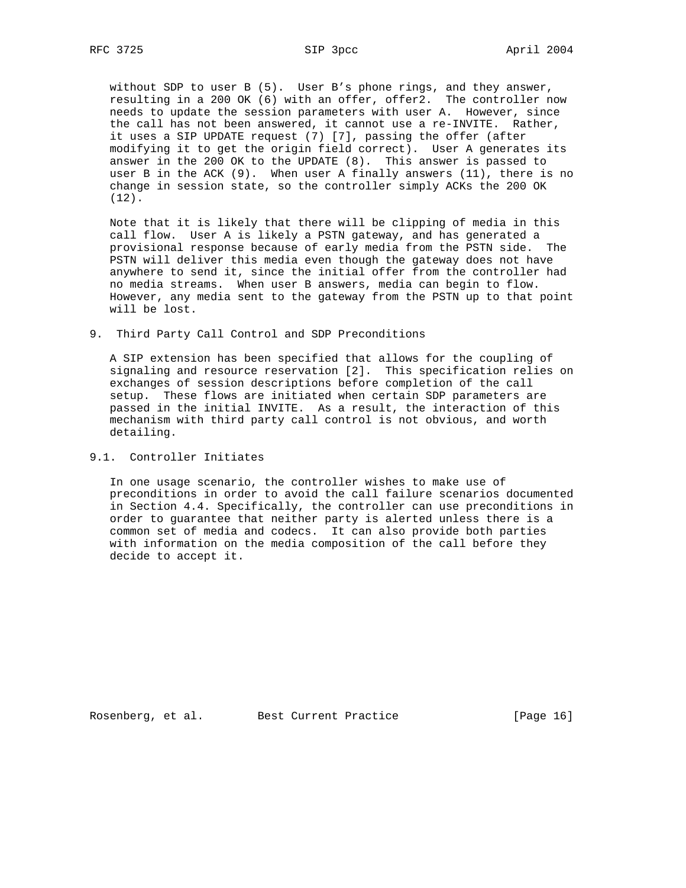without SDP to user B (5). User B's phone rings, and they answer, resulting in a 200 OK (6) with an offer, offer2. The controller now needs to update the session parameters with user A. However, since the call has not been answered, it cannot use a re-INVITE. Rather, it uses a SIP UPDATE request (7) [7], passing the offer (after modifying it to get the origin field correct). User A generates its answer in the 200 OK to the UPDATE (8). This answer is passed to user B in the ACK (9). When user A finally answers (11), there is no change in session state, so the controller simply ACKs the 200 OK (12).

Note that it is likely that there will be clipping of media in this call flow. User A is likely a PSTN gateway, and has generated a provisional response because of early media from the PSTN side. The PSTN will deliver this media even though the gateway does not have anywhere to send it, since the initial offer from the controller had no media streams. When user B answers, media can begin to flow. However, any media sent to the gateway from the PSTN up to that point will be lost.

## 9. Third Party Call Control and SDP Preconditions

A SIP extension has been specified that allows for the coupling of signaling and resource reservation [2]. This specification relies on exchanges of session descriptions before completion of the call setup. These flows are initiated when certain SDP parameters are passed in the initial INVITE. As a result, the interaction of this mechanism with third party call control is not obvious, and worth detailing.

### 9.1. Controller Initiates

In one usage scenario, the controller wishes to make use of preconditions in order to avoid the call failure scenarios documented in Section 4.4. Specifically, the controller can use preconditions in order to guarantee that neither party is alerted unless there is a common set of media and codecs. It can also provide both parties with information on the media composition of the call before they decide to accept it.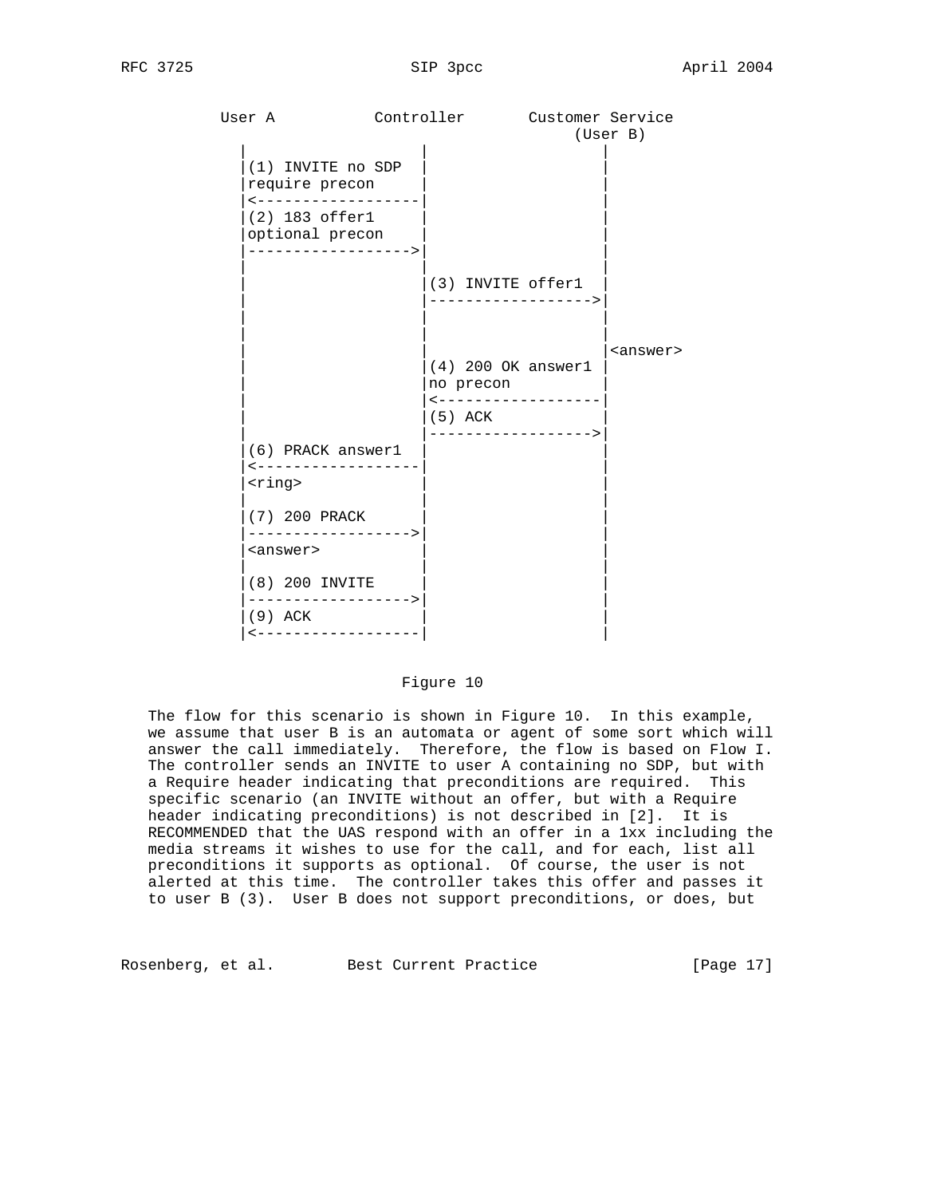```
          User A           Controller       Customer Service
                                                 (User B)
            |                   |                   |
            |(1) INVITE no SDP  |                   |
            |require precon     |                   |
            |<------------------|                   |
            |(2) 183 offer1     |                   |
            |optional precon    |                   |
            |------------------>|                   |
            |                   |                   |
            |                   |(3) INVITE offer1  |
            |                   |------------------>|
            |                   |                   |
            |                   |                   |
            |                   |                   |<answer>
            |                   |(4) 200 OK answer1 |
            |                   |no precon          |
            |                   |<------------------|
            |                   |(5) ACK            |
            |                   |------------------>|
            |(6) PRACK answer1  |                   |
            |<------------------|                   |
            |<ring>             |                   |
            |                   |                   |
            |(7) 200 PRACK      |                   |
            |------------------>|                   |
            |<answer>           |                   |
            |                   |                   |
            |(8) 200 INVITE     |                   |
            |------------------>|                   |
            |(9) ACK            |                   |
            |<------------------|                   |
```

Figure 10

The flow for this scenario is shown in Figure 10. In this example, we assume that user B is an automata or agent of some sort which will answer the call immediately. Therefore, the flow is based on Flow I. The controller sends an INVITE to user A containing no SDP, but with a Require header indicating that preconditions are required. This specific scenario (an INVITE without an offer, but with a Require header indicating preconditions) is not described in [2]. It is RECOMMENDED that the UAS respond with an offer in a 1xx including the media streams it wishes to use for the call, and for each, list all preconditions it supports as optional. Of course, the user is not alerted at this time. The controller takes this offer and passes it to user B (3). User B does not support preconditions, or does, but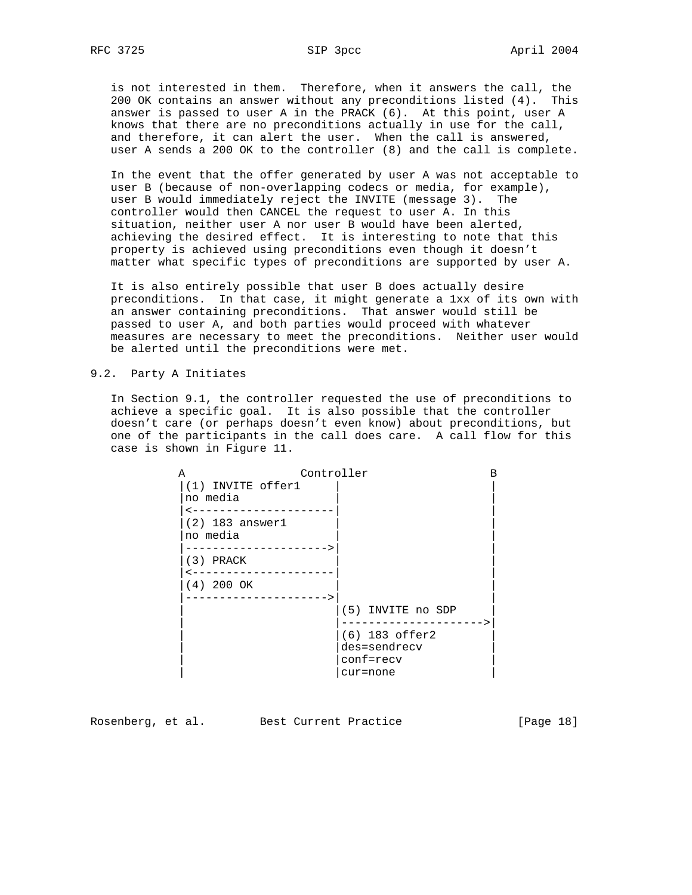is not interested in them. Therefore, when it answers the call, the 200 OK contains an answer without any preconditions listed (4). This answer is passed to user A in the PRACK (6). At this point, user A knows that there are no preconditions actually in use for the call, and therefore, it can alert the user. When the call is answered, user A sends a 200 OK to the controller (8) and the call is complete.

In the event that the offer generated by user A was not acceptable to user B (because of non-overlapping codecs or media, for example), user B would immediately reject the INVITE (message 3). The controller would then CANCEL the request to user A. In this situation, neither user A nor user B would have been alerted, achieving the desired effect. It is interesting to note that this property is achieved using preconditions even though it doesn't matter what specific types of preconditions are supported by user A.

It is also entirely possible that user B does actually desire preconditions. In that case, it might generate a 1xx of its own with an answer containing preconditions. That answer would still be passed to user A, and both parties would proceed with whatever measures are necessary to meet the preconditions. Neither user would be alerted until the preconditions were met.

## 9.2. Party A Initiates

In Section 9.1, the controller requested the use of preconditions to achieve a specific goal. It is also possible that the controller doesn't care (or perhaps doesn't even know) about preconditions, but one of the participants in the call does care. A call flow for this case is shown in Figure 11.

```
             A               Controller                 B
             |(1) INVITE offer1     |                     |
             |no media              |                     |
             |<---------------------|                     |
             |(2) 183 answer1       |                     |
             |no media              |                     |
             |--------------------->|                     |
             |(3) PRACK             |                     |
             |<---------------------|                     |
             |(4) 200 OK            |                     |
             |--------------------->|                     |
             |                      |(5) INVITE no SDP    |
             |                      |-------------------->|
             |                      |(6) 183 offer2       |
             |                      |des=sendrecv         |
             |                      |conf=recv            |
             |                      |cur=none             |
```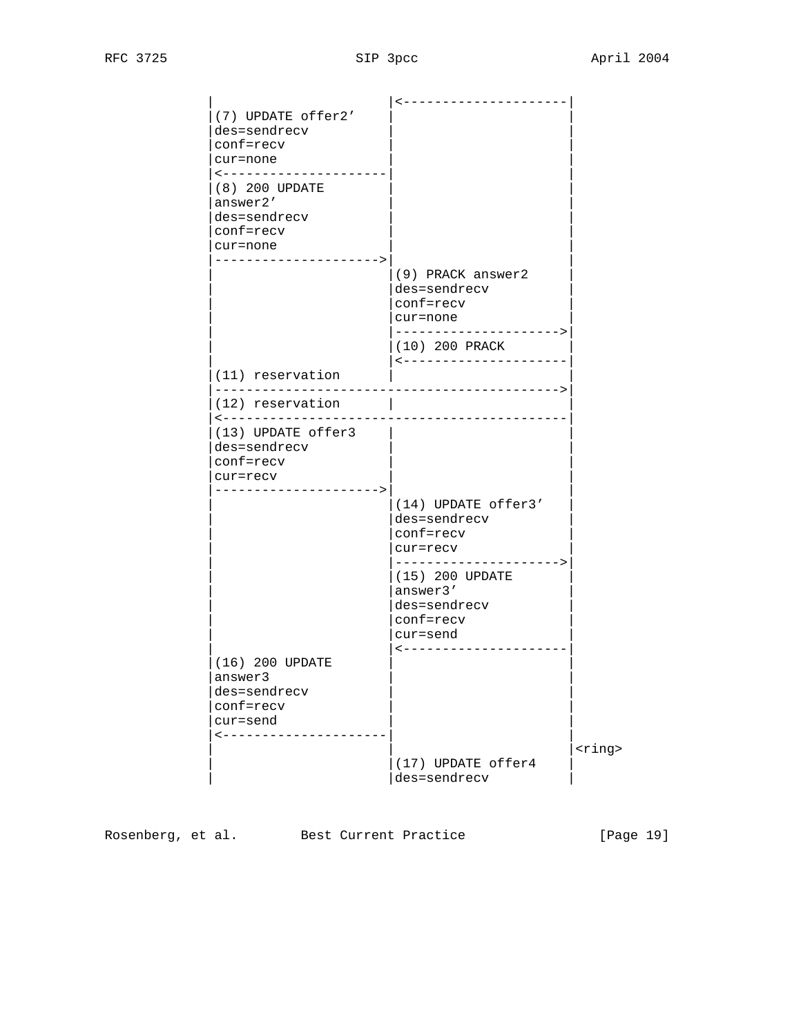```
          |                     |<--------------------|
          |(7) UPDATE offer2'   |                     |
          |des=sendrecv         |                     |
          |conf=recv            |                     |
          |cur=none             |                     |
          |<--------------------|                     |
          |(8) 200 UPDATE       |                     |
          |answer2'             |                     |
          |des=sendrecv         |                     |
          |conf=recv            |                     |
          |cur=none             |                     |
          |-------------------->|                     |
          |                     |(9) PRACK answer2    |
          |                     |des=sendrecv         |
          |                     |conf=recv            |
          |                     |cur=none             |
          |                     |-------------------->|
          |                     |(10) 200 PRACK       |
          |                     |<--------------------|
          |(11) reservation     |                     |
          |------------------------------------------>|
          |(12) reservation     |                     |
          |<------------------------------------------|
          |(13) UPDATE offer3   |                     |
          |des=sendrecv         |                     |
          |conf=recv            |                     |
          |cur=recv             |                     |
          |-------------------->|                     |
          |                     |(14) UPDATE offer3'  |
          |                     |des=sendrecv         |
          |                     |conf=recv            |
          |                     |cur=recv             |
          |                     |-------------------->|
          |                     |(15) 200 UPDATE      |
          |                     |answer3'             |
          |                     |des=sendrecv         |
          |                     |conf=recv            |
          |                     |cur=send             |
          |                     |<--------------------|
          |(16) 200 UPDATE      |                     |
          |answer3              |                     |
          |des=sendrecv         |                     |
          |conf=recv            |                     |
          |cur=send             |                     |
          |<--------------------|                     |
          |                     |                     |<ring>
          |                     |(17) UPDATE offer4   |
          |                     |des=sendrecv         |
```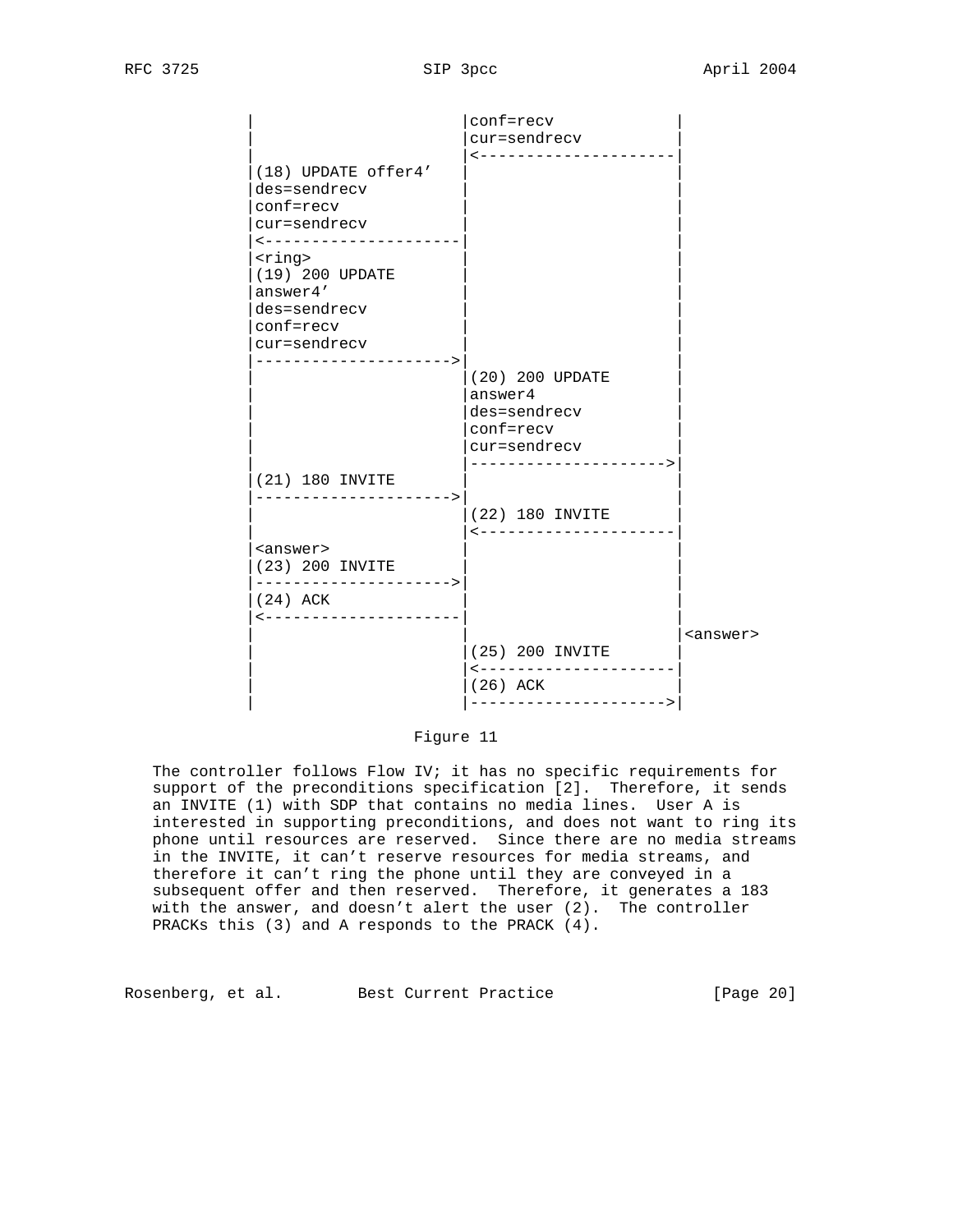```
             |                      |conf=recv             |
             |                      |cur=sendrecv          |
             |                      |<---------------------|
             |(18) UPDATE offer4'   |                      |
             |des=sendrecv          |                      |
             |conf=recv             |                      |
             |cur=sendrecv          |                      |
             |<---------------------|                      |
             |<ring>                |                      |
             |(19) 200 UPDATE       |                      |
             |answer4'              |                      |
             |des=sendrecv          |                      |
             |conf=recv             |                      |
             |cur=sendrecv          |                      |
             |--------------------->|                      |
             |                      |(20) 200 UPDATE       |
             |                      |answer4               |
             |                      |des=sendrecv          |
             |                      |conf=recv             |
             |                      |cur=sendrecv          |
             |                      |--------------------->|
             |(21) 180 INVITE       |                      |
             |--------------------->|                      |
             |                      |(22) 180 INVITE       |
             |                      |<---------------------|
             |<answer>              |                      |
             |(23) 200 INVITE       |                      |
             |--------------------->|                      |
             |(24) ACK              |                      |
             |<---------------------|                      |
             |                      |                      |<answer>
             |                      |(25) 200 INVITE       |
             |                      |<---------------------|
             |                      |(26) ACK              |
             |                      |--------------------->|
```

Figure 11

The controller follows Flow IV; it has no specific requirements for support of the preconditions specification [2]. Therefore, it sends an INVITE (1) with SDP that contains no media lines. User A is interested in supporting preconditions, and does not want to ring its phone until resources are reserved. Since there are no media streams in the INVITE, it can't reserve resources for media streams, and therefore it can't ring the phone until they are conveyed in a subsequent offer and then reserved. Therefore, it generates a 183 with the answer, and doesn't alert the user (2). The controller PRACKs this (3) and A responds to the PRACK (4).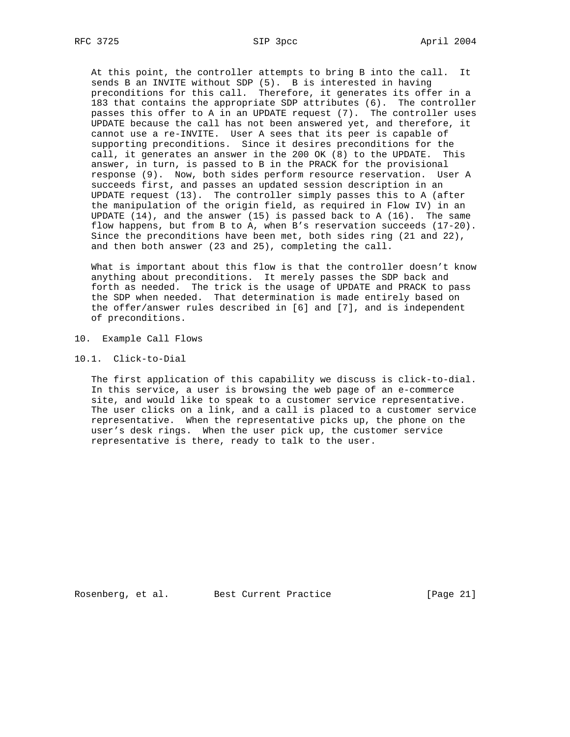At this point, the controller attempts to bring B into the call. It sends B an INVITE without SDP (5). B is interested in having preconditions for this call. Therefore, it generates its offer in a 183 that contains the appropriate SDP attributes (6). The controller passes this offer to A in an UPDATE request (7). The controller uses UPDATE because the call has not been answered yet, and therefore, it cannot use a re-INVITE. User A sees that its peer is capable of supporting preconditions. Since it desires preconditions for the call, it generates an answer in the 200 OK (8) to the UPDATE. This answer, in turn, is passed to B in the PRACK for the provisional response (9). Now, both sides perform resource reservation. User A succeeds first, and passes an updated session description in an UPDATE request (13). The controller simply passes this to A (after the manipulation of the origin field, as required in Flow IV) in an UPDATE (14), and the answer (15) is passed back to A (16). The same flow happens, but from B to A, when B's reservation succeeds (17-20). Since the preconditions have been met, both sides ring (21 and 22), and then both answer (23 and 25), completing the call.

What is important about this flow is that the controller doesn't know anything about preconditions. It merely passes the SDP back and forth as needed. The trick is the usage of UPDATE and PRACK to pass the SDP when needed. That determination is made entirely based on the offer/answer rules described in [6] and [7], and is independent of preconditions.

## 10. Example Call Flows

### 10.1. Click-to-Dial

The first application of this capability we discuss is click-to-dial. In this service, a user is browsing the web page of an e-commerce site, and would like to speak to a customer service representative. The user clicks on a link, and a call is placed to a customer service representative. When the representative picks up, the phone on the user's desk rings. When the user pick up, the customer service representative is there, ready to talk to the user.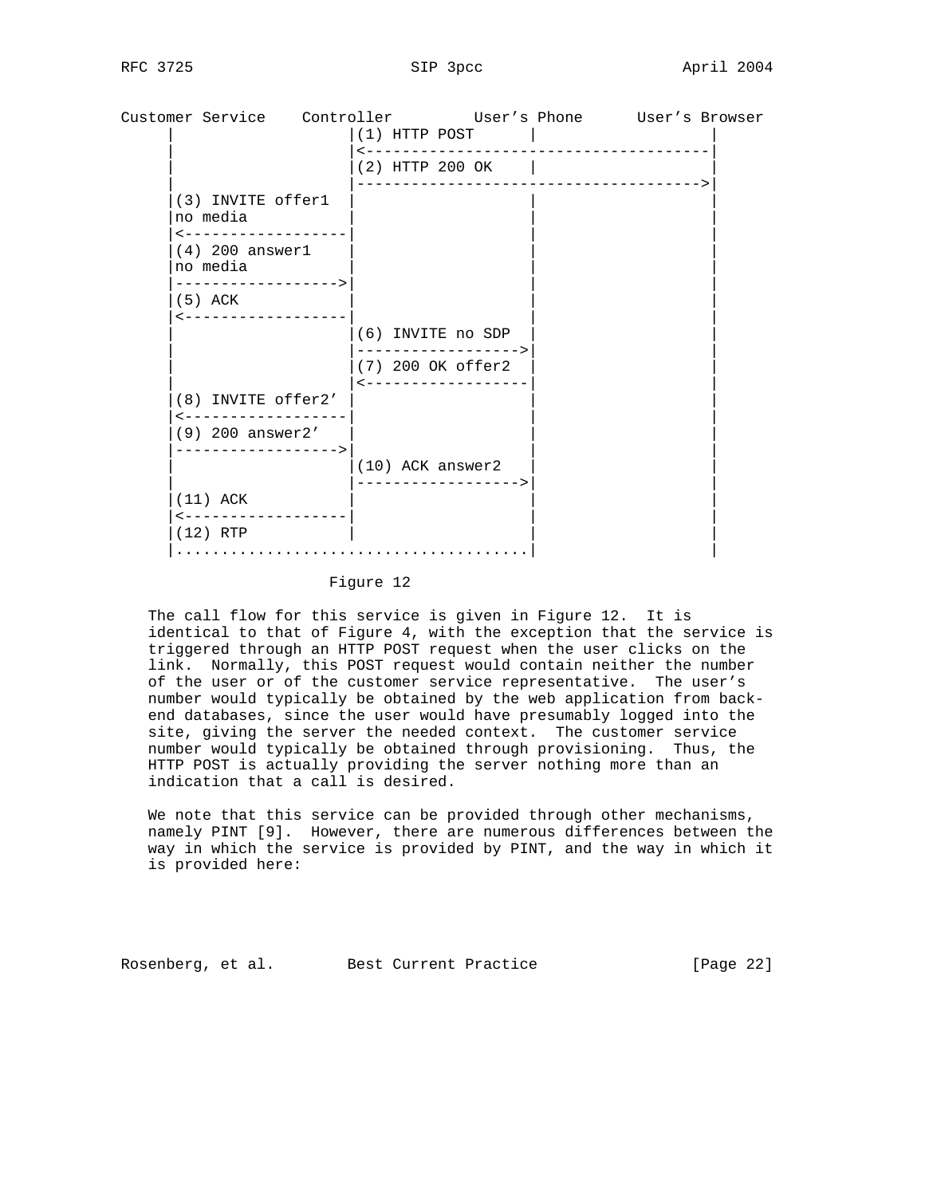```
Customer Service    Controller         User's Phone      User's Browser
     |                    |(1) HTTP POST      |                 |
     |                    |<------------------------------------|
     |                    |(2) HTTP 200 OK    |                 |
     |                    |------------------------------------>|
     |(3) INVITE offer1   |                   |                 |
     |no media            |                   |                 |
     |<-------------------|                   |                 |
     |(4) 200 answer1     |                   |                 |
     |no media            |                   |                 |
     |------------------->|                   |                 |
     |(5) ACK             |                   |                 |
     |<-------------------|                   |                 |
     |                    |(6) INVITE no SDP  |                 |
     |                    |------------------>|                 |
     |                    |(7) 200 OK offer2  |                 |
     |                    |<------------------|                 |
     |(8) INVITE offer2'  |                   |                 |
     |<-------------------|                   |                 |
     |(9) 200 answer2'    |                   |                 |
     |------------------->|                   |                 |
     |                    |(10) ACK answer2   |                 |
     |                    |------------------>|                 |
     |(11) ACK            |                   |                 |
     |<-------------------|                   |                 |
     |(12) RTP            |                   |                 |
     |.......................................|                 |
```

Figure 12

The call flow for this service is given in Figure 12. It is identical to that of Figure 4, with the exception that the service is triggered through an HTTP POST request when the user clicks on the link. Normally, this POST request would contain neither the number of the user or of the customer service representative. The user's number would typically be obtained by the web application from back-end databases, since the user would have presumably logged into the site, giving the server the needed context. The customer service number would typically be obtained through provisioning. Thus, the HTTP POST is actually providing the server nothing more than an indication that a call is desired.

We note that this service can be provided through other mechanisms, namely PINT [9]. However, there are numerous differences between the way in which the service is provided by PINT, and the way in which it is provided here: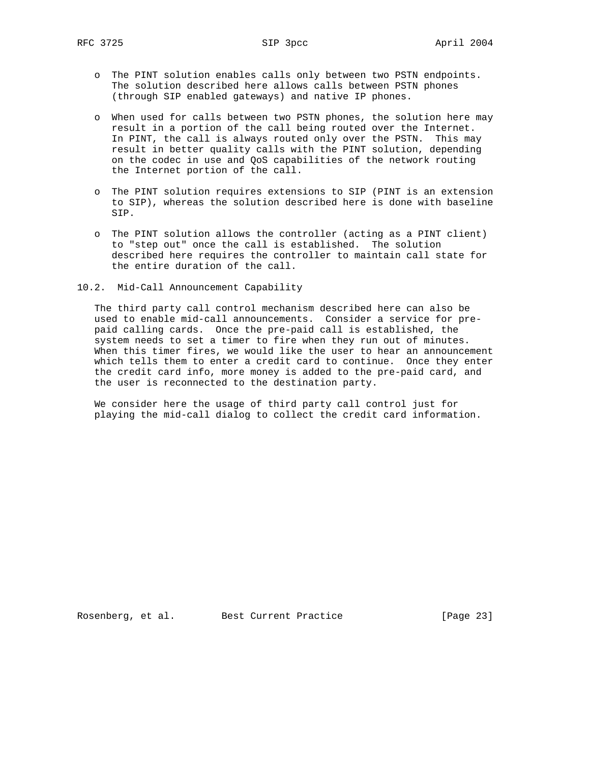- The PINT solution enables calls only between two PSTN endpoints. The solution described here allows calls between PSTN phones (through SIP enabled gateways) and native IP phones.

- When used for calls between two PSTN phones, the solution here may result in a portion of the call being routed over the Internet. In PINT, the call is always routed only over the PSTN. This may result in better quality calls with the PINT solution, depending on the codec in use and QoS capabilities of the network routing the Internet portion of the call.

- The PINT solution requires extensions to SIP (PINT is an extension to SIP), whereas the solution described here is done with baseline SIP.

- The PINT solution allows the controller (acting as a PINT client) to "step out" once the call is established. The solution described here requires the controller to maintain call state for the entire duration of the call.

## 10.2. Mid-Call Announcement Capability

The third party call control mechanism described here can also be used to enable mid-call announcements. Consider a service for pre-paid calling cards. Once the pre-paid call is established, the system needs to set a timer to fire when they run out of minutes. When this timer fires, we would like the user to hear an announcement which tells them to enter a credit card to continue. Once they enter the credit card info, more money is added to the pre-paid card, and the user is reconnected to the destination party.

We consider here the usage of third party call control just for playing the mid-call dialog to collect the credit card information.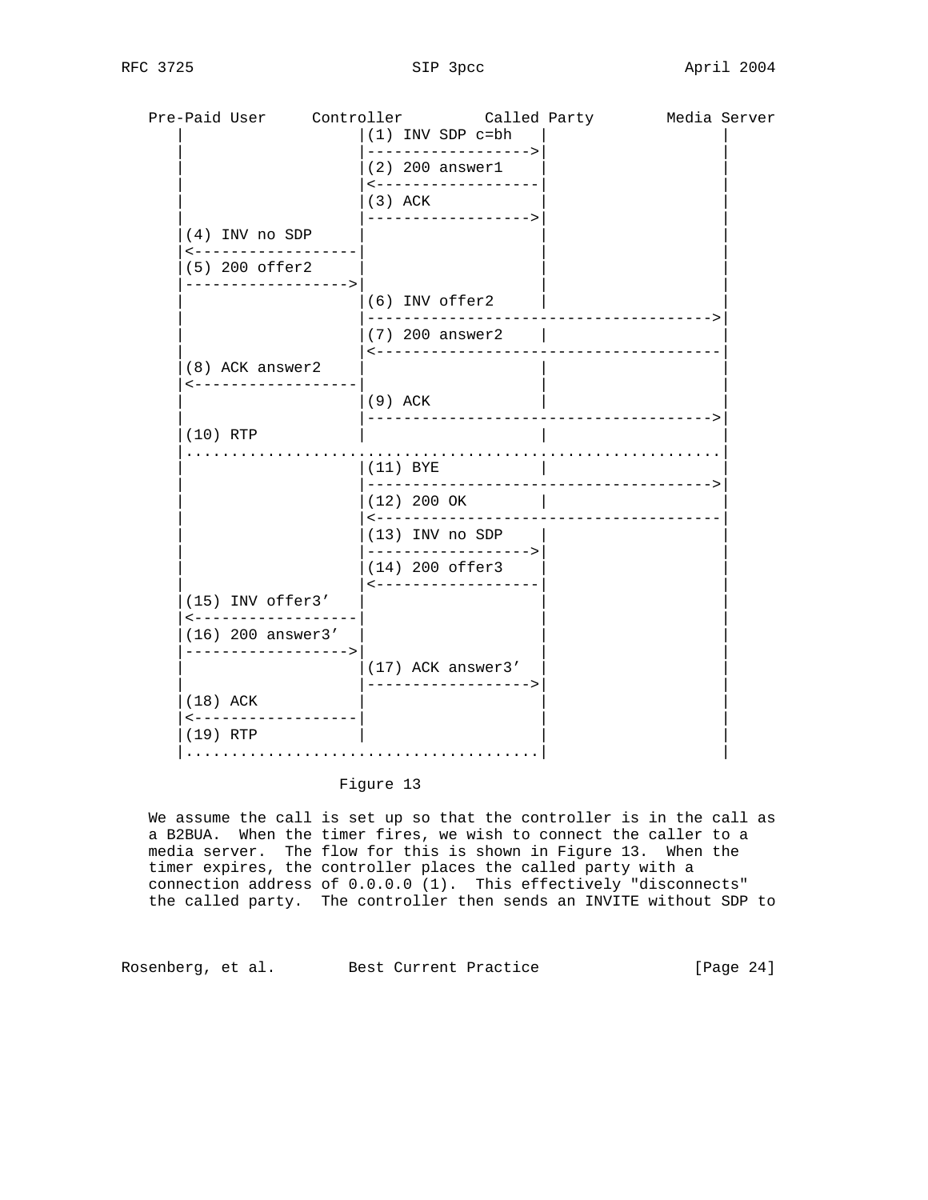```
   Pre-Paid User     Controller         Called Party        Media Server
      |                  |(1) INV SDP c=bh   |                  |
      |                  |------------------>|                  |
      |                  |(2) 200 answer1    |                  |
      |                  |<------------------|                  |
      |                  |(3) ACK            |                  |
      |                  |------------------>|                  |
      |(4) INV no SDP    |                   |                  |
      |<-----------------|                   |                  |
      |(5) 200 offer2    |                   |                  |
      |----------------->|                   |                  |
      |                  |(6) INV offer2     |                  |
      |                  |------------------------------------->|
      |                  |(7) 200 answer2    |                  |
      |                  |<-------------------------------------|
      |(8) ACK answer2   |                   |                  |
      |<-----------------|                   |                  |
      |                  |(9) ACK            |                  |
      |                  |------------------------------------->|
      |(10) RTP          |                   |                  |
      |.........................................................|
      |                  |(11) BYE           |                  |
      |                  |------------------------------------->|
      |                  |(12) 200 OK        |                  |
      |                  |<-------------------------------------|
      |                  |(13) INV no SDP    |                  |
      |                  |------------------>|                  |
      |                  |(14) 200 offer3    |                  |
      |                  |<------------------|                  |
      |(15) INV offer3'  |                   |                  |
      |<-----------------|                   |                  |
      |(16) 200 answer3' |                   |                  |
      |----------------->|                   |                  |
      |                  |(17) ACK answer3'  |                  |
      |                  |------------------>|                  |
      |(18) ACK          |                   |                  |
      |<-----------------|                   |                  |
      |(19) RTP          |                   |                  |
      |......................................|                  |
```

Figure 13

We assume the call is set up so that the controller is in the call as a B2BUA. When the timer fires, we wish to connect the caller to a media server. The flow for this is shown in Figure 13. When the timer expires, the controller places the called party with a connection address of 0.0.0.0 (1). This effectively "disconnects" the called party. The controller then sends an INVITE without SDP to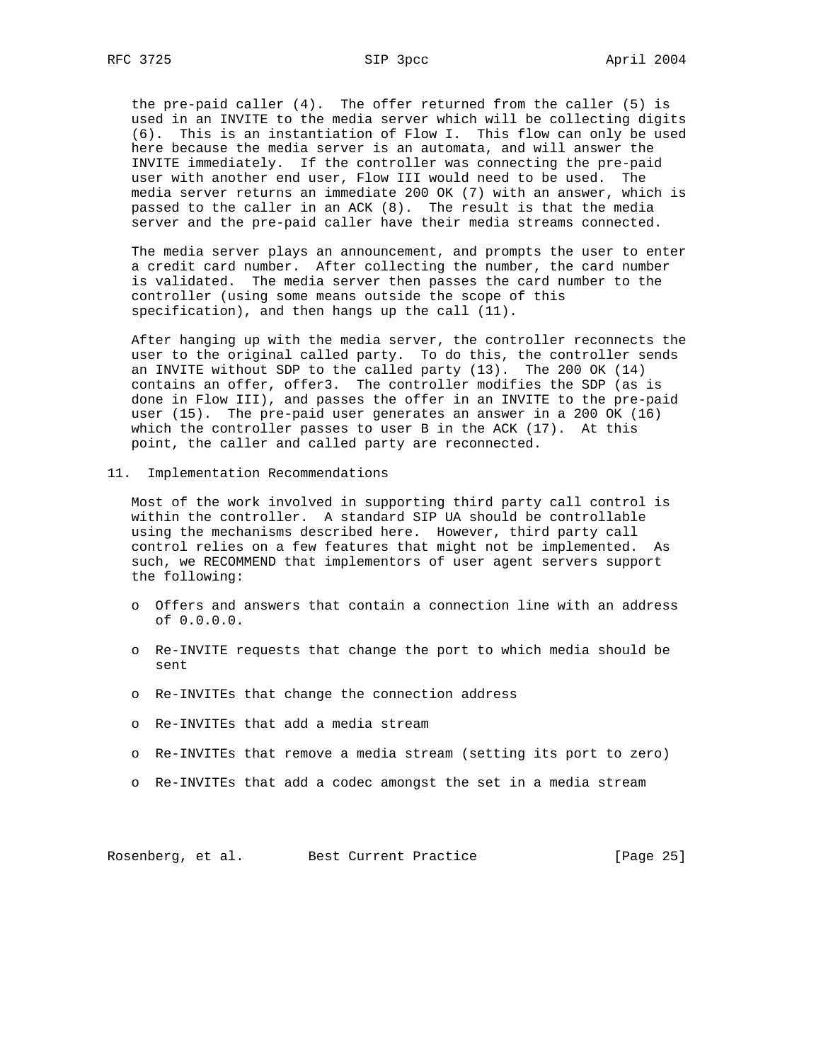the pre-paid caller (4). The offer returned from the caller (5) is used in an INVITE to the media server which will be collecting digits (6). This is an instantiation of Flow I. This flow can only be used here because the media server is an automata, and will answer the INVITE immediately. If the controller was connecting the pre-paid user with another end user, Flow III would need to be used. The media server returns an immediate 200 OK (7) with an answer, which is passed to the caller in an ACK (8). The result is that the media server and the pre-paid caller have their media streams connected.

The media server plays an announcement, and prompts the user to enter a credit card number. After collecting the number, the card number is validated. The media server then passes the card number to the controller (using some means outside the scope of this specification), and then hangs up the call (11).

After hanging up with the media server, the controller reconnects the user to the original called party. To do this, the controller sends an INVITE without SDP to the called party (13). The 200 OK (14) contains an offer, offer3. The controller modifies the SDP (as is done in Flow III), and passes the offer in an INVITE to the pre-paid user (15). The pre-paid user generates an answer in a 200 OK (16) which the controller passes to user B in the ACK (17). At this point, the caller and called party are reconnected.

## 11. Implementation Recommendations

Most of the work involved in supporting third party call control is within the controller. A standard SIP UA should be controllable using the mechanisms described here. However, third party call control relies on a few features that might not be implemented. As such, we RECOMMEND that implementors of user agent servers support the following:

- Offers and answers that contain a connection line with an address of 0.0.0.0.
- Re-INVITE requests that change the port to which media should be sent
- Re-INVITEs that change the connection address
- Re-INVITEs that add a media stream
- Re-INVITEs that remove a media stream (setting its port to zero)
- Re-INVITEs that add a codec amongst the set in a media stream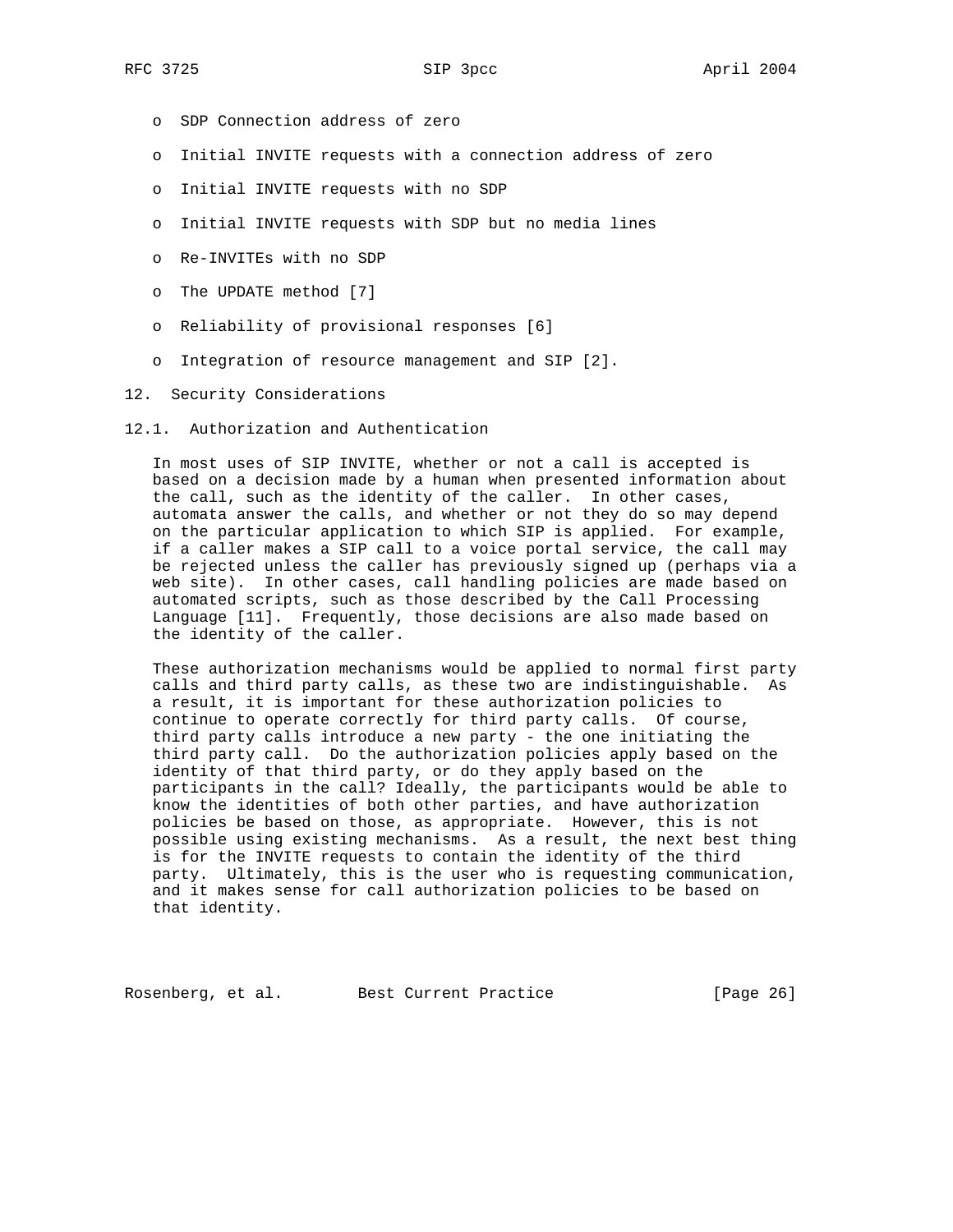- SDP Connection address of zero
- Initial INVITE requests with a connection address of zero
- Initial INVITE requests with no SDP
- Initial INVITE requests with SDP but no media lines
- Re-INVITEs with no SDP
- The UPDATE method [7]
- Reliability of provisional responses [6]
- Integration of resource management and SIP [2].

## 12. Security Considerations

### 12.1. Authorization and Authentication

In most uses of SIP INVITE, whether or not a call is accepted is based on a decision made by a human when presented information about the call, such as the identity of the caller. In other cases, automata answer the calls, and whether or not they do so may depend on the particular application to which SIP is applied. For example, if a caller makes a SIP call to a voice portal service, the call may be rejected unless the caller has previously signed up (perhaps via a web site). In other cases, call handling policies are made based on automated scripts, such as those described by the Call Processing Language [11]. Frequently, those decisions are also made based on the identity of the caller.

These authorization mechanisms would be applied to normal first party calls and third party calls, as these two are indistinguishable. As a result, it is important for these authorization policies to continue to operate correctly for third party calls. Of course, third party calls introduce a new party - the one initiating the third party call. Do the authorization policies apply based on the identity of that third party, or do they apply based on the participants in the call? Ideally, the participants would be able to know the identities of both other parties, and have authorization policies be based on those, as appropriate. However, this is not possible using existing mechanisms. As a result, the next best thing is for the INVITE requests to contain the identity of the third party. Ultimately, this is the user who is requesting communication, and it makes sense for call authorization policies to be based on that identity.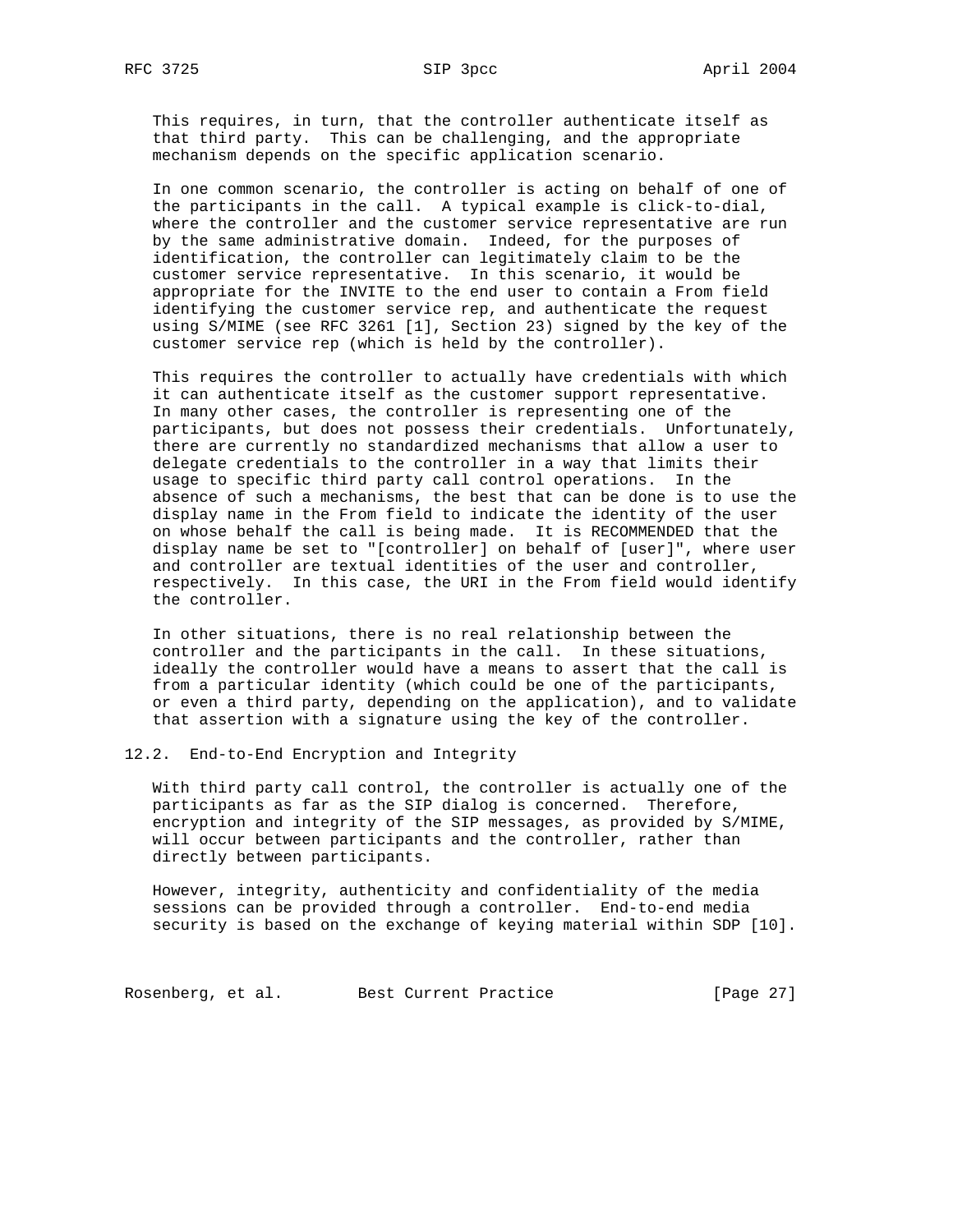This requires, in turn, that the controller authenticate itself as that third party. This can be challenging, and the appropriate mechanism depends on the specific application scenario.

In one common scenario, the controller is acting on behalf of one of the participants in the call. A typical example is click-to-dial, where the controller and the customer service representative are run by the same administrative domain. Indeed, for the purposes of identification, the controller can legitimately claim to be the customer service representative. In this scenario, it would be appropriate for the INVITE to the end user to contain a From field identifying the customer service rep, and authenticate the request using S/MIME (see RFC 3261 [1], Section 23) signed by the key of the customer service rep (which is held by the controller).

This requires the controller to actually have credentials with which it can authenticate itself as the customer support representative. In many other cases, the controller is representing one of the participants, but does not possess their credentials. Unfortunately, there are currently no standardized mechanisms that allow a user to delegate credentials to the controller in a way that limits their usage to specific third party call control operations. In the absence of such a mechanisms, the best that can be done is to use the display name in the From field to indicate the identity of the user on whose behalf the call is being made. It is RECOMMENDED that the display name be set to "[controller] on behalf of [user]", where user and controller are textual identities of the user and controller, respectively. In this case, the URI in the From field would identify the controller.

In other situations, there is no real relationship between the controller and the participants in the call. In these situations, ideally the controller would have a means to assert that the call is from a particular identity (which could be one of the participants, or even a third party, depending on the application), and to validate that assertion with a signature using the key of the controller.

### 12.2. End-to-End Encryption and Integrity

With third party call control, the controller is actually one of the participants as far as the SIP dialog is concerned. Therefore, encryption and integrity of the SIP messages, as provided by S/MIME, will occur between participants and the controller, rather than directly between participants.

However, integrity, authenticity and confidentiality of the media sessions can be provided through a controller. End-to-end media security is based on the exchange of keying material within SDP [10].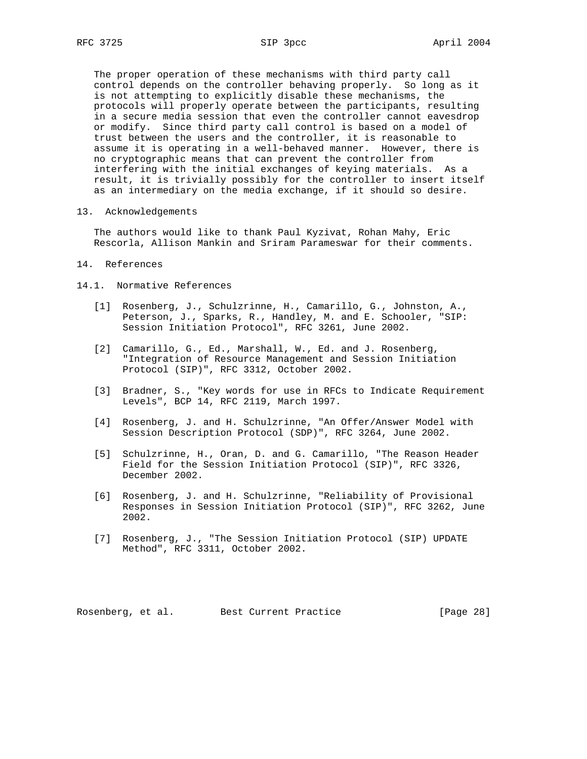The proper operation of these mechanisms with third party call control depends on the controller behaving properly. So long as it is not attempting to explicitly disable these mechanisms, the protocols will properly operate between the participants, resulting in a secure media session that even the controller cannot eavesdrop or modify. Since third party call control is based on a model of trust between the users and the controller, it is reasonable to assume it is operating in a well-behaved manner. However, there is no cryptographic means that can prevent the controller from interfering with the initial exchanges of keying materials. As a result, it is trivially possibly for the controller to insert itself as an intermediary on the media exchange, if it should so desire.

## 13. Acknowledgements

The authors would like to thank Paul Kyzivat, Rohan Mahy, Eric Rescorla, Allison Mankin and Sriram Parameswar for their comments.

## 14. References

### 14.1. Normative References

[1] Rosenberg, J., Schulzrinne, H., Camarillo, G., Johnston, A., Peterson, J., Sparks, R., Handley, M. and E. Schooler, "SIP: Session Initiation Protocol", RFC 3261, June 2002.

[2] Camarillo, G., Ed., Marshall, W., Ed. and J. Rosenberg, "Integration of Resource Management and Session Initiation Protocol (SIP)", RFC 3312, October 2002.

[3] Bradner, S., "Key words for use in RFCs to Indicate Requirement Levels", BCP 14, RFC 2119, March 1997.

[4] Rosenberg, J. and H. Schulzrinne, "An Offer/Answer Model with Session Description Protocol (SDP)", RFC 3264, June 2002.

[5] Schulzrinne, H., Oran, D. and G. Camarillo, "The Reason Header Field for the Session Initiation Protocol (SIP)", RFC 3326, December 2002.

[6] Rosenberg, J. and H. Schulzrinne, "Reliability of Provisional Responses in Session Initiation Protocol (SIP)", RFC 3262, June 2002.

[7] Rosenberg, J., "The Session Initiation Protocol (SIP) UPDATE Method", RFC 3311, October 2002.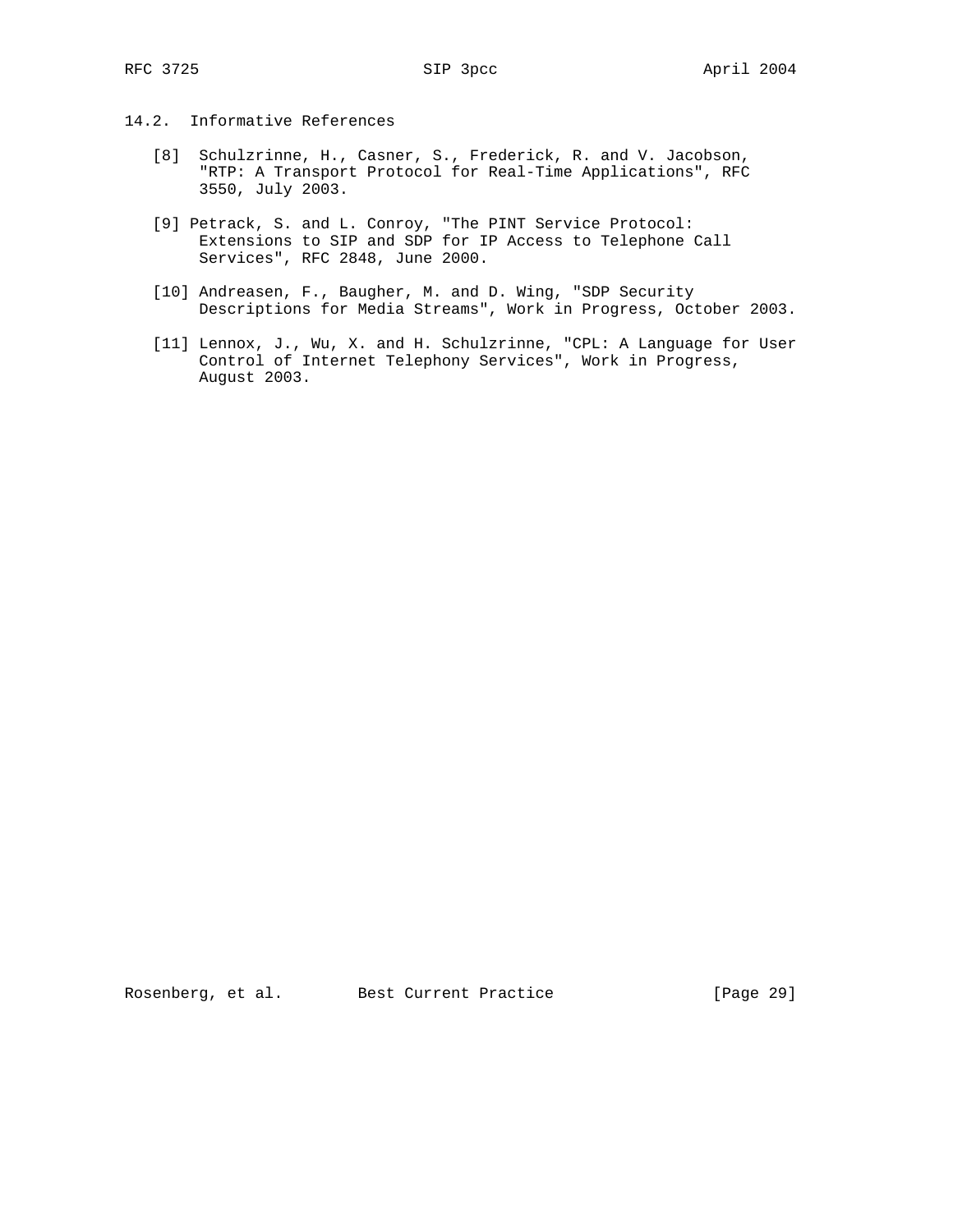## 14.2. Informative References

[8] Schulzrinne, H., Casner, S., Frederick, R. and V. Jacobson, "RTP: A Transport Protocol for Real-Time Applications", RFC 3550, July 2003.

[9] Petrack, S. and L. Conroy, "The PINT Service Protocol: Extensions to SIP and SDP for IP Access to Telephone Call Services", RFC 2848, June 2000.

[10] Andreasen, F., Baugher, M. and D. Wing, "SDP Security Descriptions for Media Streams", Work in Progress, October 2003.

[11] Lennox, J., Wu, X. and H. Schulzrinne, "CPL: A Language for User Control of Internet Telephony Services", Work in Progress, August 2003.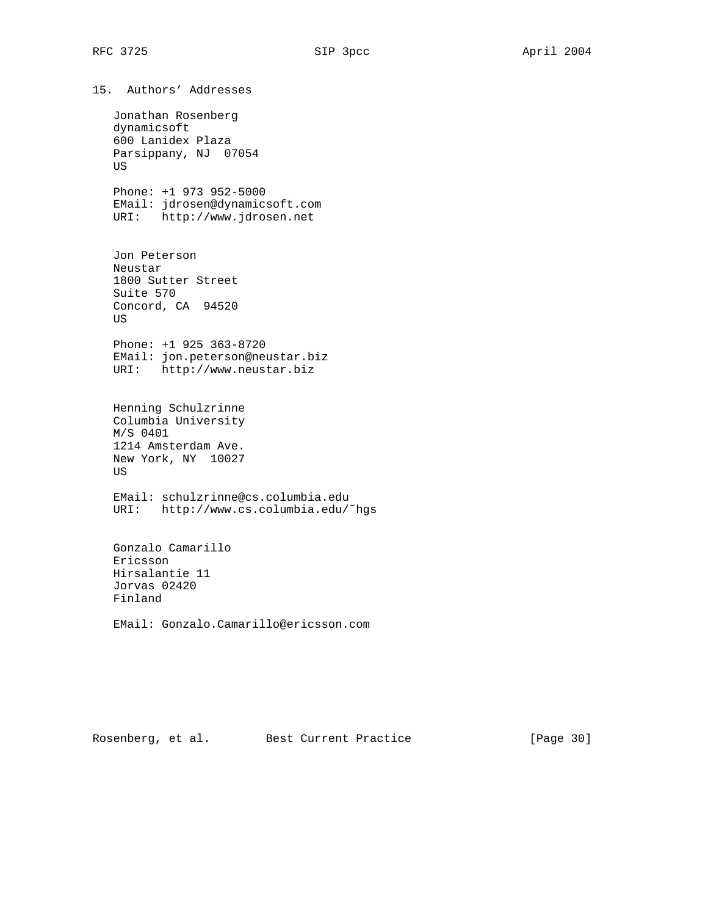## 15. Authors' Addresses

Jonathan Rosenberg
dynamicsoft
600 Lanidex Plaza
Parsippany, NJ 07054
US

Phone: +1 973 952-5000
EMail: jdrosen@dynamicsoft.com
URI: http://www.jdrosen.net

Jon Peterson
Neustar
1800 Sutter Street
Suite 570
Concord, CA 94520
US

Phone: +1 925 363-8720
EMail: jon.peterson@neustar.biz
URI: http://www.neustar.biz

Henning Schulzrinne
Columbia University
M/S 0401
1214 Amsterdam Ave.
New York, NY 10027
US

EMail: schulzrinne@cs.columbia.edu
URI: http://www.cs.columbia.edu/~hgs

Gonzalo Camarillo
Ericsson
Hirsalantie 11
Jorvas 02420
Finland

EMail: Gonzalo.Camarillo@ericsson.com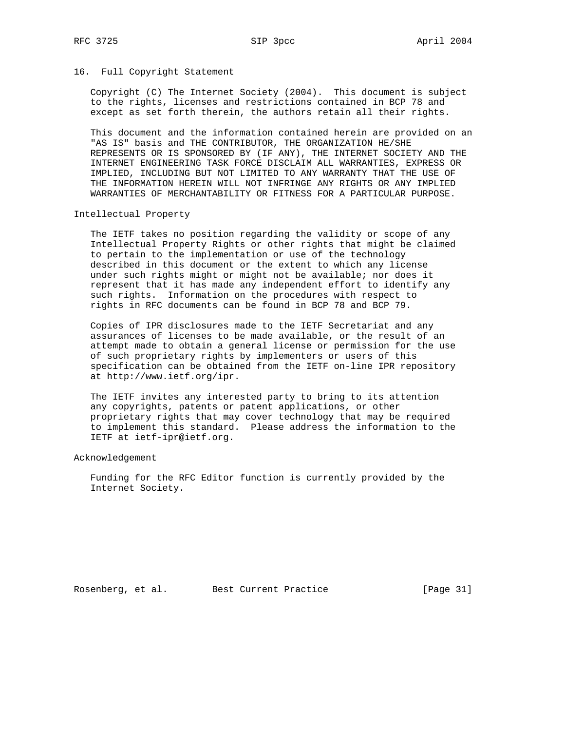## 16. Full Copyright Statement

Copyright (C) The Internet Society (2004). This document is subject to the rights, licenses and restrictions contained in BCP 78 and except as set forth therein, the authors retain all their rights.

This document and the information contained herein are provided on an "AS IS" basis and THE CONTRIBUTOR, THE ORGANIZATION HE/SHE REPRESENTS OR IS SPONSORED BY (IF ANY), THE INTERNET SOCIETY AND THE INTERNET ENGINEERING TASK FORCE DISCLAIM ALL WARRANTIES, EXPRESS OR IMPLIED, INCLUDING BUT NOT LIMITED TO ANY WARRANTY THAT THE USE OF THE INFORMATION HEREIN WILL NOT INFRINGE ANY RIGHTS OR ANY IMPLIED WARRANTIES OF MERCHANTABILITY OR FITNESS FOR A PARTICULAR PURPOSE.

## Intellectual Property

The IETF takes no position regarding the validity or scope of any Intellectual Property Rights or other rights that might be claimed to pertain to the implementation or use of the technology described in this document or the extent to which any license under such rights might or might not be available; nor does it represent that it has made any independent effort to identify any such rights. Information on the procedures with respect to rights in RFC documents can be found in BCP 78 and BCP 79.

Copies of IPR disclosures made to the IETF Secretariat and any assurances of licenses to be made available, or the result of an attempt made to obtain a general license or permission for the use of such proprietary rights by implementers or users of this specification can be obtained from the IETF on-line IPR repository at http://www.ietf.org/ipr.

The IETF invites any interested party to bring to its attention any copyrights, patents or patent applications, or other proprietary rights that may cover technology that may be required to implement this standard. Please address the information to the IETF at ietf-ipr@ietf.org.

## Acknowledgement

Funding for the RFC Editor function is currently provided by the Internet Society.